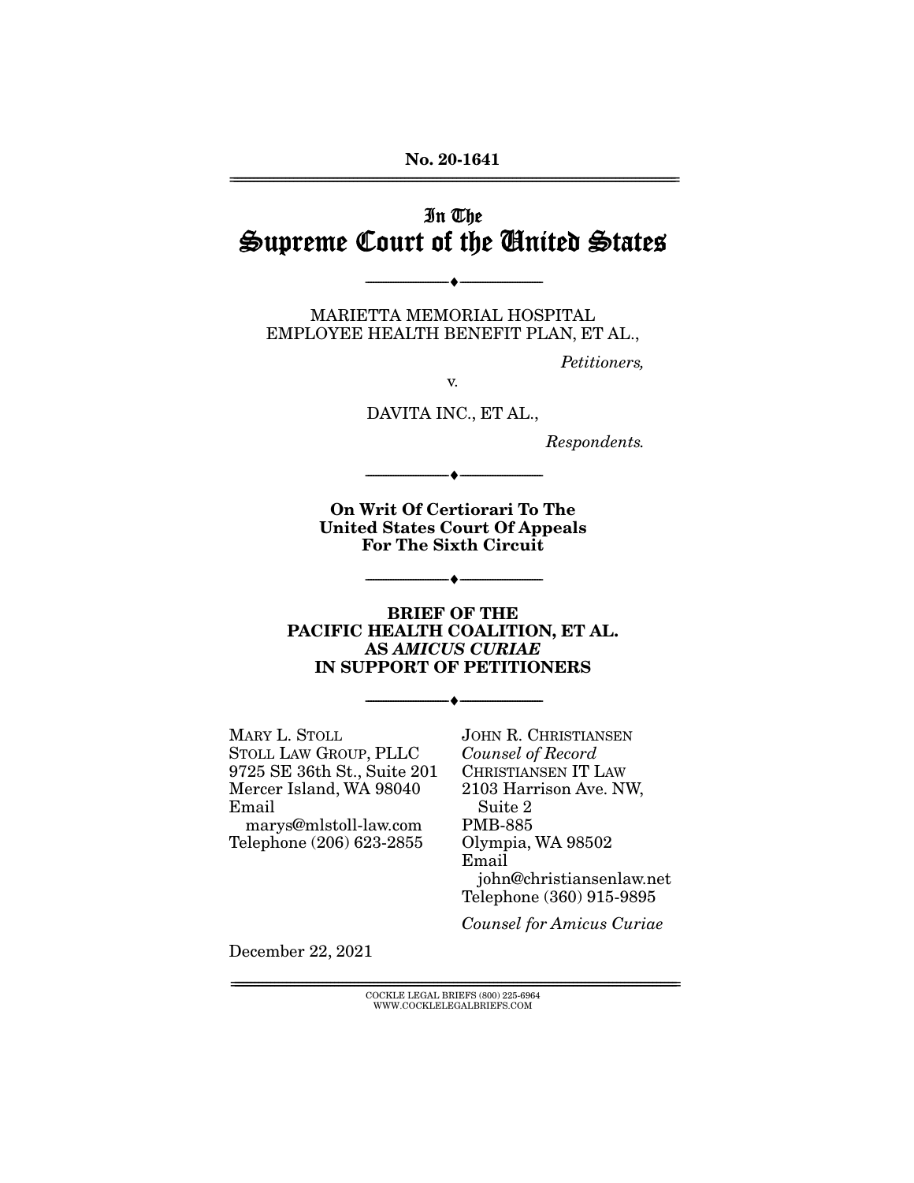No. 20-1641

# In The Supreme Court of the United States

---

MARIETTA MEMORIAL HOSPITAL EMPLOYEE HEALTH BENEFIT PLAN, ET AL.,

*Petitioners,*

v.

DAVITA INC., ET AL.,

*Respondents.*

---

**On Writ Of Certiorari To The United States Court Of Appeals For The Sixth Circuit**

---

**BRIEF OF THE PACIFIC HEALTH COALITION, ET AL. AS *AMICUS CURIAE* IN SUPPORT OF PETITIONERS**

---

MARY L. STOLL
STOLL LAW GROUP, PLLC
9725 SE 36th St., Suite 201
Mercer Island, WA 98040
Email
marys@mlstoll-law.com
Telephone (206) 623-2855

JOHN R. CHRISTIANSEN
*Counsel of Record*
CHRISTIANSEN IT LAW
2103 Harrison Ave. NW,
Suite 2
PMB-885
Olympia, WA 98502
Email
john@christiansenlaw.net
Telephone (360) 915-9895

*Counsel for Amicus Curiae*

December 22, 2021

COCKLE LEGAL BRIEFS (800) 225-6964
WWW.COCKLELEGALBRIEFS.COM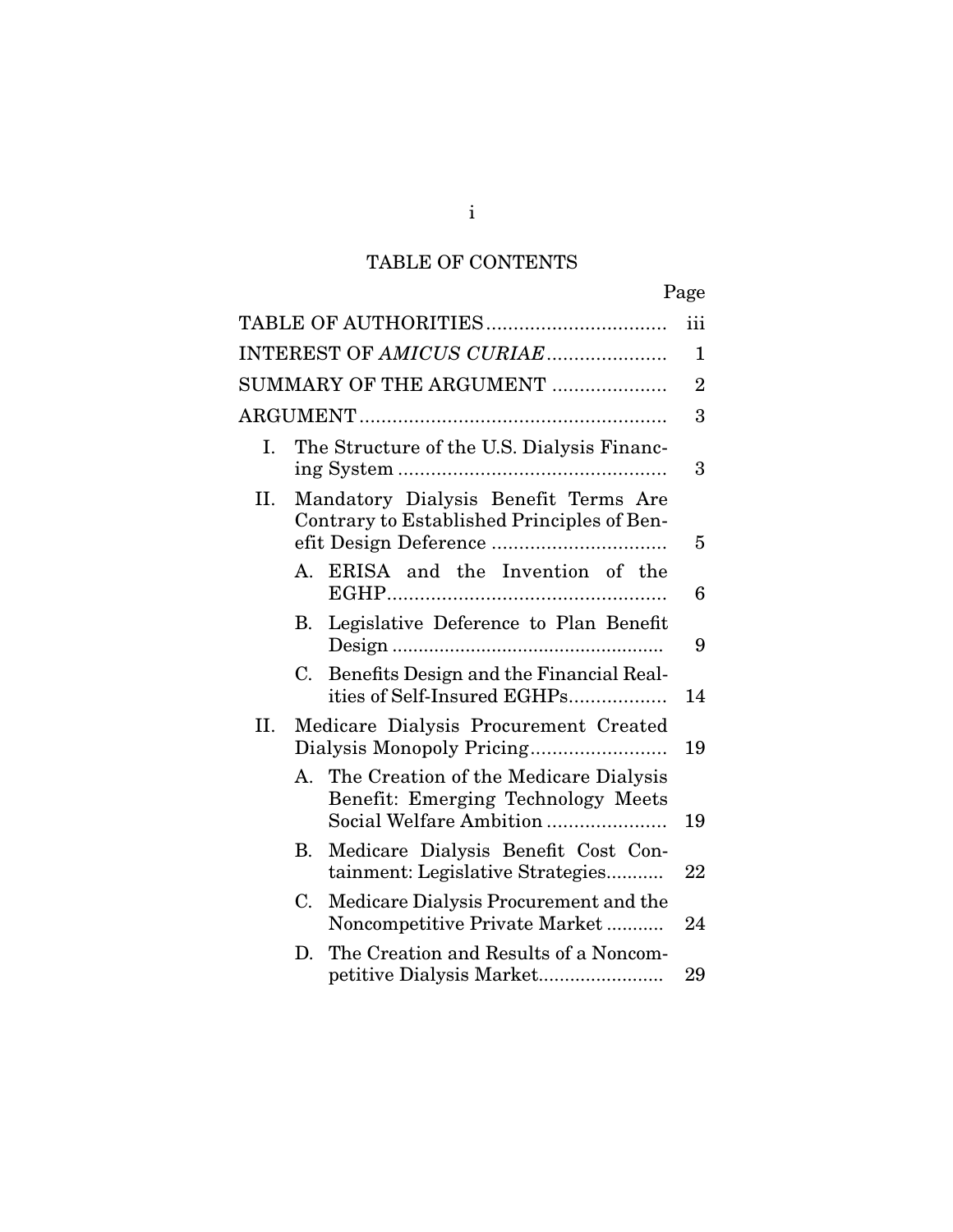# TABLE OF CONTENTS

| | Page |
|---|---|
| TABLE OF AUTHORITIES | iii |
| INTEREST OF *AMICUS CURIAE* | 1 |
| SUMMARY OF THE ARGUMENT | 2 |
| ARGUMENT | 3 |
| I. The Structure of the U.S. Dialysis Financing System | 3 |
| II. Mandatory Dialysis Benefit Terms Are Contrary to Established Principles of Benefit Design Deference | 5 |
| A. ERISA and the Invention of the EGHP | 6 |
| B. Legislative Deference to Plan Benefit Design | 9 |
| C. Benefits Design and the Financial Realities of Self-Insured EGHPs | 14 |
| II. Medicare Dialysis Procurement Created Dialysis Monopoly Pricing | 19 |
| A. The Creation of the Medicare Dialysis Benefit: Emerging Technology Meets Social Welfare Ambition | 19 |
| B. Medicare Dialysis Benefit Cost Containment: Legislative Strategies | 22 |
| C. Medicare Dialysis Procurement and the Noncompetitive Private Market | 24 |
| D. The Creation and Results of a Noncompetitive Dialysis Market | 29 |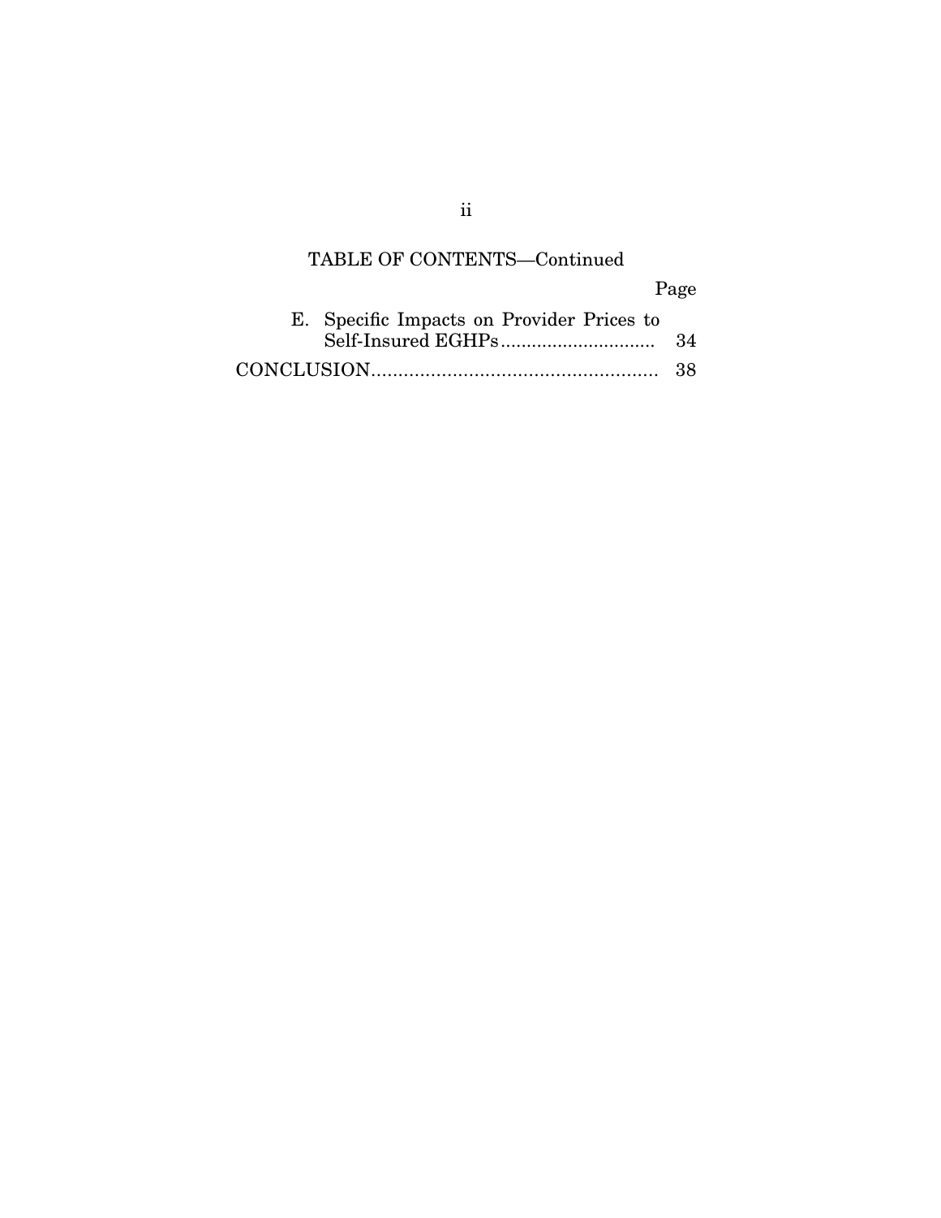TABLE OF CONTENTS—Continued

| | Page |
|---|---|
| E. Specific Impacts on Provider Prices to Self-Insured EGHPs | 34 |
| CONCLUSION | 38 |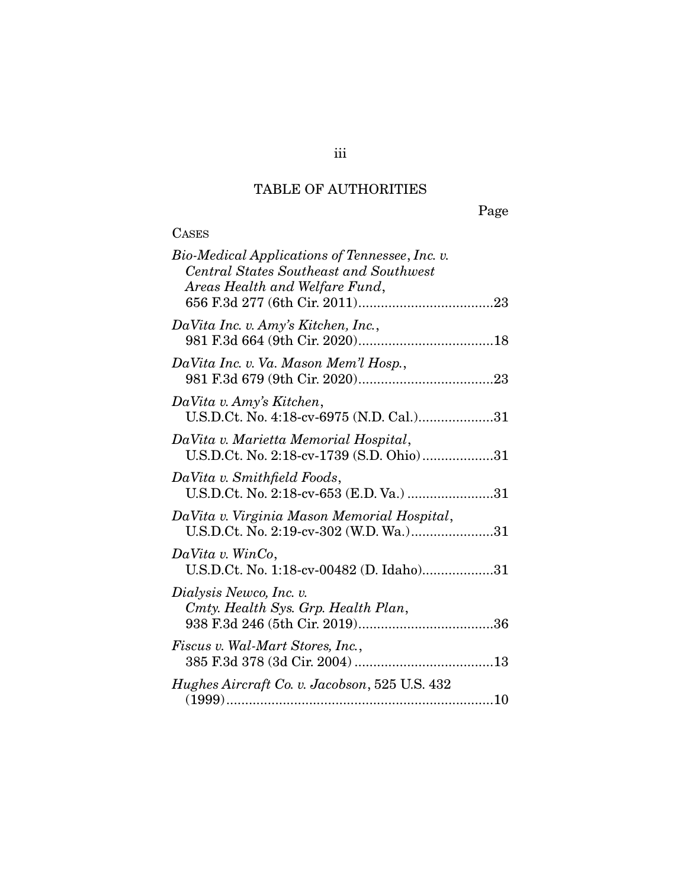## TABLE OF AUTHORITIES

Page

CASES

*Bio-Medical Applications of Tennessee, Inc. v. Central States Southeast and Southwest Areas Health and Welfare Fund*, 656 F.3d 277 (6th Cir. 2011)....................................23

*DaVita Inc. v. Amy's Kitchen, Inc.*, 981 F.3d 664 (9th Cir. 2020)....................................18

*DaVita Inc. v. Va. Mason Mem'l Hosp.*, 981 F.3d 679 (9th Cir. 2020)....................................23

*DaVita v. Amy's Kitchen*, U.S.D.Ct. No. 4:18-cv-6975 (N.D. Cal.)....................31

*DaVita v. Marietta Memorial Hospital*, U.S.D.Ct. No. 2:18-cv-1739 (S.D. Ohio)...................31

*DaVita v. Smithfield Foods*, U.S.D.Ct. No. 2:18-cv-653 (E.D. Va.) .......................31

*DaVita v. Virginia Mason Memorial Hospital*, U.S.D.Ct. No. 2:19-cv-302 (W.D. Wa.)......................31

*DaVita v. WinCo*, U.S.D.Ct. No. 1:18-cv-00482 (D. Idaho)...................31

*Dialysis Newco, Inc. v. Cmty. Health Sys. Grp. Health Plan*, 938 F.3d 246 (5th Cir. 2019)....................................36

*Fiscus v. Wal-Mart Stores, Inc.*, 385 F.3d 378 (3d Cir. 2004) .....................................13

*Hughes Aircraft Co. v. Jacobson*, 525 U.S. 432 (1999).......................................................................10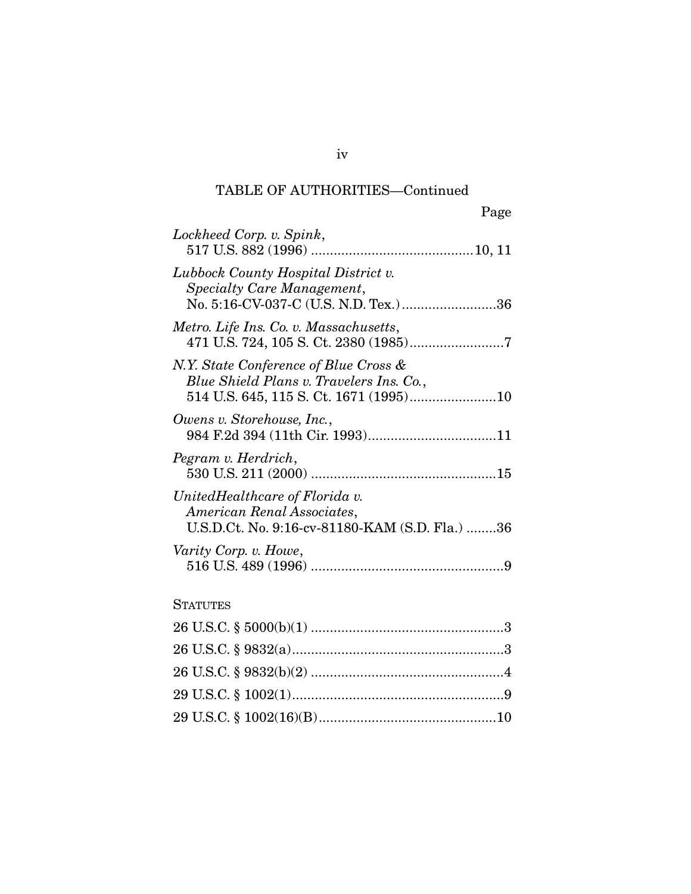TABLE OF AUTHORITIES—Continued

Page

*Lockheed Corp. v. Spink*, 517 U.S. 882 (1996) ..........................................10, 11

*Lubbock County Hospital District v. Specialty Care Management*, No. 5:16-CV-037-C (U.S. N.D. Tex.).........................36

*Metro. Life Ins. Co. v. Massachusetts*, 471 U.S. 724, 105 S. Ct. 2380 (1985).........................7

*N.Y. State Conference of Blue Cross & Blue Shield Plans v. Travelers Ins. Co.*, 514 U.S. 645, 115 S. Ct. 1671 (1995).......................10

*Owens v. Storehouse, Inc.*, 984 F.2d 394 (11th Cir. 1993)..................................11

*Pegram v. Herdrich*, 530 U.S. 211 (2000) .................................................15

*UnitedHealthcare of Florida v. American Renal Associates*, U.S.D.Ct. No. 9:16-cv-81180-KAM (S.D. Fla.) ........36

*Varity Corp. v. Howe*, 516 U.S. 489 (1996) ...................................................9

STATUTES

26 U.S.C. § 5000(b)(1) ...................................................3

26 U.S.C. § 9832(a)........................................................3

26 U.S.C. § 9832(b)(2) ...................................................4

29 U.S.C. § 1002(1)........................................................9

29 U.S.C. § 1002(16)(B)...............................................10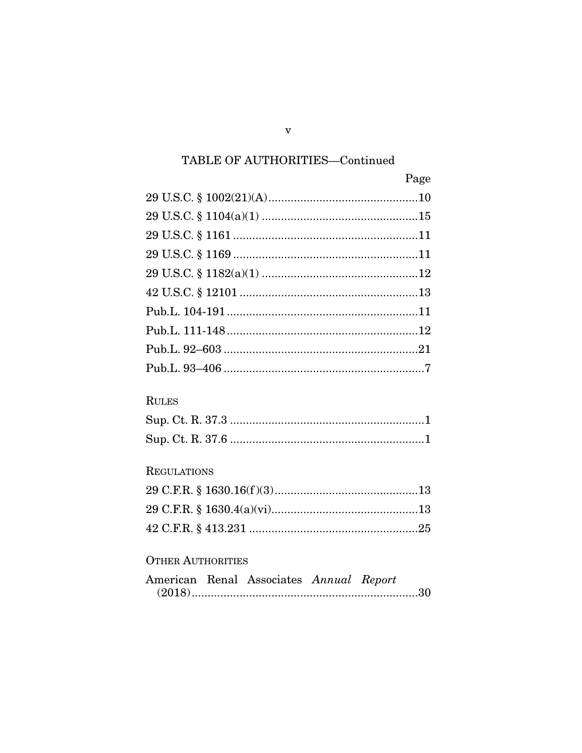TABLE OF AUTHORITIES—Continued

| | Page |
|---|---|
| 29 U.S.C. § 1002(21)(A) | 10 |
| 29 U.S.C. § 1104(a)(1) | 15 |
| 29 U.S.C. § 1161 | 11 |
| 29 U.S.C. § 1169 | 11 |
| 29 U.S.C. § 1182(a)(1) | 12 |
| 42 U.S.C. § 12101 | 13 |
| Pub.L. 104-191 | 11 |
| Pub.L. 111-148 | 12 |
| Pub.L. 92–603 | 21 |
| Pub.L. 93–406 | 7 |

RULES

| | |
|---|---|
| Sup. Ct. R. 37.3 | 1 |
| Sup. Ct. R. 37.6 | 1 |

REGULATIONS

| | |
|---|---|
| 29 C.F.R. § 1630.16(f)(3) | 13 |
| 29 C.F.R. § 1630.4(a)(vi) | 13 |
| 42 C.F.R. § 413.231 | 25 |

OTHER AUTHORITIES

| | |
|---|---|
| American Renal Associates *Annual Report* (2018) | 30 |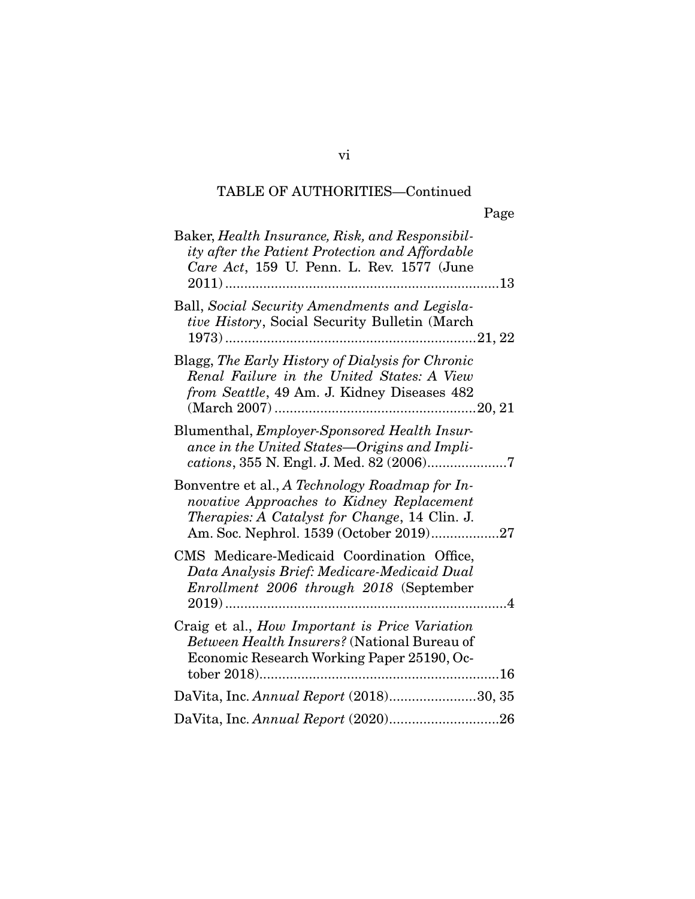TABLE OF AUTHORITIES—Continued

| | Page |
|---|---|
| Baker, *Health Insurance, Risk, and Responsibility after the Patient Protection and Affordable Care Act*, 159 U. Penn. L. Rev. 1577 (June 2011) | 13 |
| Ball, *Social Security Amendments and Legislative History*, Social Security Bulletin (March 1973) | 21, 22 |
| Blagg, *The Early History of Dialysis for Chronic Renal Failure in the United States: A View from Seattle*, 49 Am. J. Kidney Diseases 482 (March 2007) | 20, 21 |
| Blumenthal, *Employer-Sponsored Health Insurance in the United States—Origins and Implications*, 355 N. Engl. J. Med. 82 (2006) | 7 |
| Bonventre et al., *A Technology Roadmap for Innovative Approaches to Kidney Replacement Therapies: A Catalyst for Change*, 14 Clin. J. Am. Soc. Nephrol. 1539 (October 2019) | 27 |
| CMS Medicare-Medicaid Coordination Office, *Data Analysis Brief: Medicare-Medicaid Dual Enrollment 2006 through 2018* (September 2019) | 4 |
| Craig et al., *How Important is Price Variation Between Health Insurers?* (National Bureau of Economic Research Working Paper 25190, October 2018) | 16 |
| DaVita, Inc. *Annual Report* (2018) | 30, 35 |
| DaVita, Inc. *Annual Report* (2020) | 26 |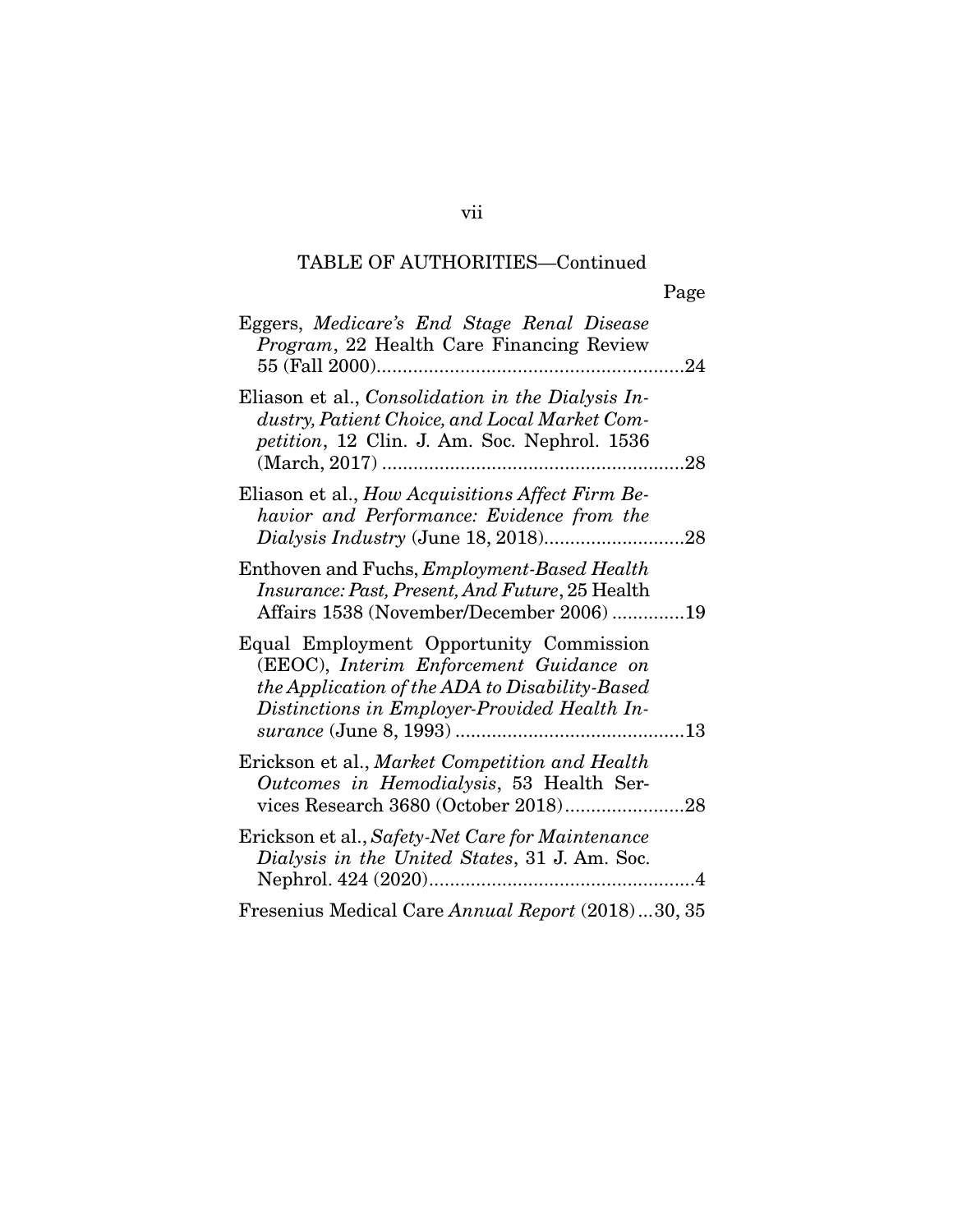TABLE OF AUTHORITIES—Continued

Page

Eggers, *Medicare's End Stage Renal Disease Program*, 22 Health Care Financing Review 55 (Fall 2000)..........................................................24

Eliason et al., *Consolidation in the Dialysis Industry, Patient Choice, and Local Market Competition*, 12 Clin. J. Am. Soc. Nephrol. 1536 (March, 2017) .........................................................28

Eliason et al., *How Acquisitions Affect Firm Behavior and Performance: Evidence from the Dialysis Industry* (June 18, 2018)..........................28

Enthoven and Fuchs, *Employment-Based Health Insurance: Past, Present, And Future*, 25 Health Affairs 1538 (November/December 2006) .............19

Equal Employment Opportunity Commission (EEOC), *Interim Enforcement Guidance on the Application of the ADA to Disability-Based Distinctions in Employer-Provided Health Insurance* (June 8, 1993) ............................................13

Erickson et al., *Market Competition and Health Outcomes in Hemodialysis*, 53 Health Services Research 3680 (October 2018).......................28

Erickson et al., *Safety-Net Care for Maintenance Dialysis in the United States*, 31 J. Am. Soc. Nephrol. 424 (2020)...................................................4

Fresenius Medical Care *Annual Report* (2018)...30, 35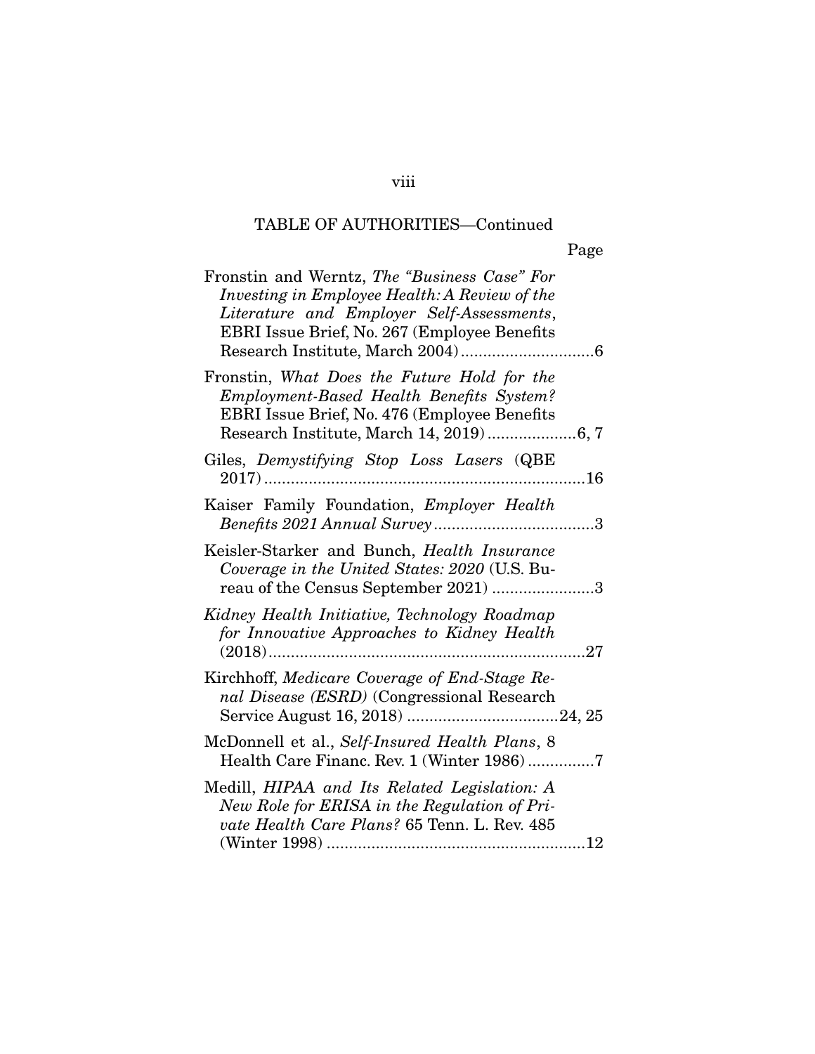TABLE OF AUTHORITIES—Continued

Page

Fronstin and Werntz, *The "Business Case" For Investing in Employee Health: A Review of the Literature and Employer Self-Assessments*, EBRI Issue Brief, No. 267 (Employee Benefits Research Institute, March 2004) ..............................6

Fronstin, *What Does the Future Hold for the Employment-Based Health Benefits System?* EBRI Issue Brief, No. 476 (Employee Benefits Research Institute, March 14, 2019) ....................6, 7

Giles, *Demystifying Stop Loss Lasers* (QBE 2017) ........................................................................16

Kaiser Family Foundation, *Employer Health Benefits 2021 Annual Survey* ....................................3

Keisler-Starker and Bunch, *Health Insurance Coverage in the United States: 2020* (U.S. Bureau of the Census September 2021) .......................3

*Kidney Health Initiative, Technology Roadmap for Innovative Approaches to Kidney Health* (2018).......................................................................27

Kirchhoff, *Medicare Coverage of End-Stage Renal Disease (ESRD)* (Congressional Research Service August 16, 2018) ..................................24, 25

McDonnell et al., *Self-Insured Health Plans*, 8 Health Care Financ. Rev. 1 (Winter 1986) ...............7

Medill, *HIPAA and Its Related Legislation: A New Role for ERISA in the Regulation of Private Health Care Plans?* 65 Tenn. L. Rev. 485 (Winter 1998) ..........................................................12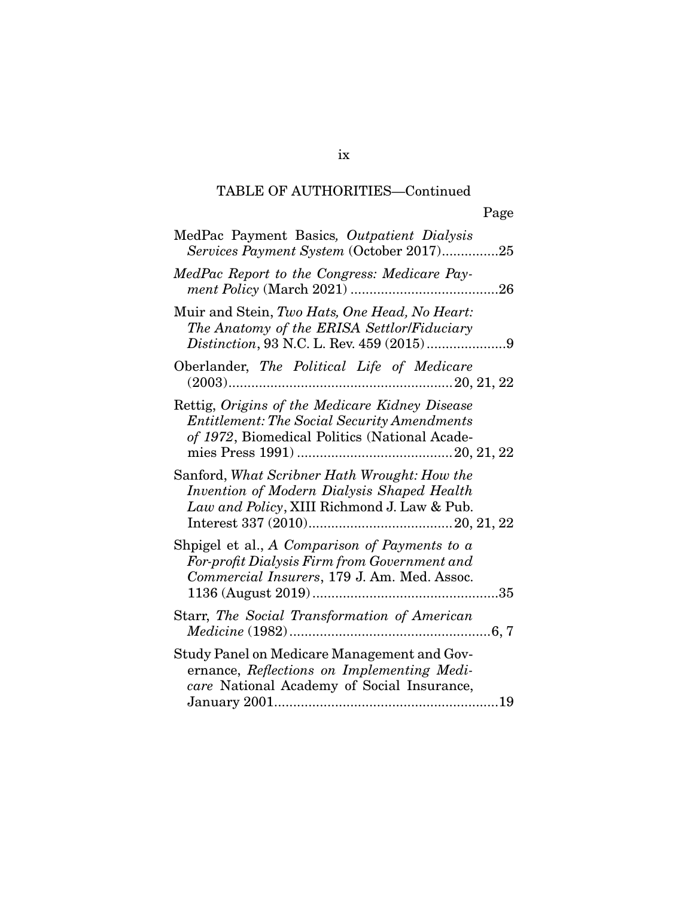TABLE OF AUTHORITIES—Continued

Page

MedPac Payment Basics*, Outpatient Dialysis Services Payment System* (October 2017)..............25

*MedPac Report to the Congress: Medicare Payment Policy* (March 2021) ......................................26

Muir and Stein, *Two Hats, One Head, No Heart: The Anatomy of the ERISA Settlor/Fiduciary Distinction*, 93 N.C. L. Rev. 459 (2015).....................9

Oberlander, *The Political Life of Medicare* (2003)..........................................................20, 21, 22

Rettig, *Origins of the Medicare Kidney Disease Entitlement: The Social Security Amendments of 1972*, Biomedical Politics (National Academies Press 1991) ........................................20, 21, 22

Sanford, *What Scribner Hath Wrought: How the Invention of Modern Dialysis Shaped Health Law and Policy*, XIII Richmond J. Law & Pub. Interest 337 (2010).....................................20, 21, 22

Shpigel et al., *A Comparison of Payments to a For-profit Dialysis Firm from Government and Commercial Insurers*, 179 J. Am. Med. Assoc. 1136 (August 2019)................................................35

Starr, *The Social Transformation of American Medicine* (1982)....................................................6, 7

Study Panel on Medicare Management and Governance, *Reflections on Implementing Medicare* National Academy of Social Insurance, January 2001..........................................................19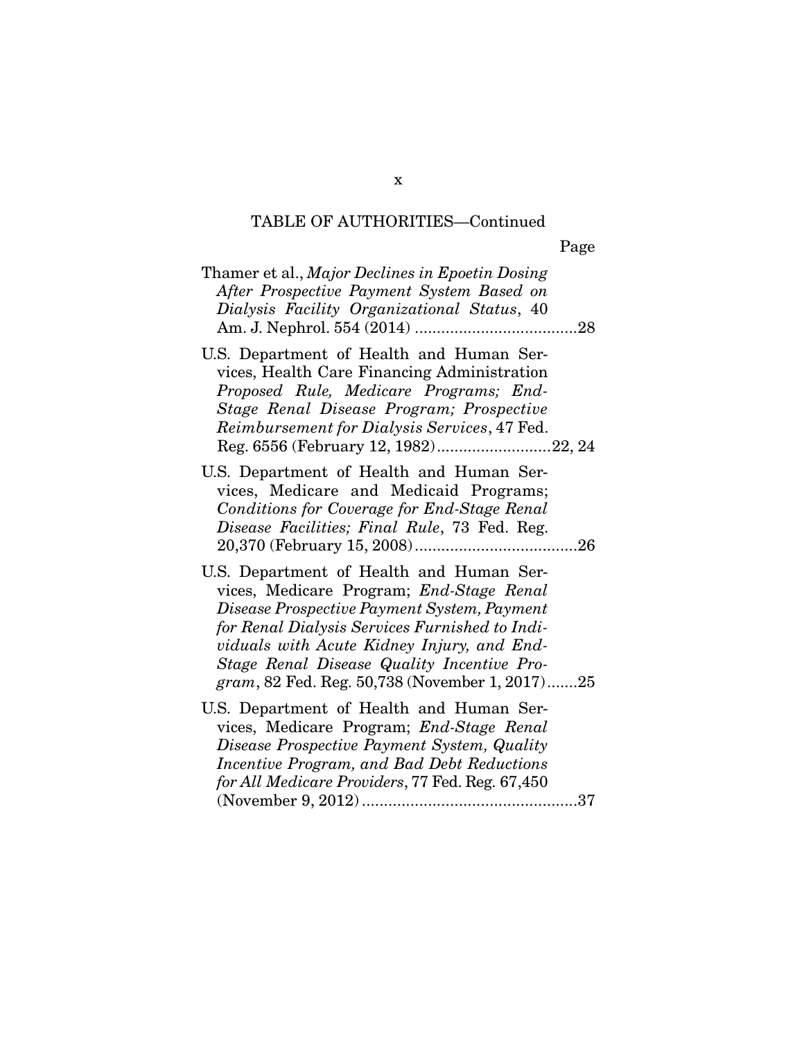TABLE OF AUTHORITIES—Continued

Page

Thamer et al., *Major Declines in Epoetin Dosing After Prospective Payment System Based on Dialysis Facility Organizational Status*, 40 Am. J. Nephrol. 554 (2014) .....................................28

U.S. Department of Health and Human Services, Health Care Financing Administration *Proposed Rule, Medicare Programs; End-Stage Renal Disease Program; Prospective Reimbursement for Dialysis Services*, 47 Fed. Reg. 6556 (February 12, 1982)..........................22, 24

U.S. Department of Health and Human Services, Medicare and Medicaid Programs; *Conditions for Coverage for End-Stage Renal Disease Facilities; Final Rule*, 73 Fed. Reg. 20,370 (February 15, 2008).....................................26

U.S. Department of Health and Human Services, Medicare Program; *End-Stage Renal Disease Prospective Payment System, Payment for Renal Dialysis Services Furnished to Individuals with Acute Kidney Injury, and End-Stage Renal Disease Quality Incentive Program*, 82 Fed. Reg. 50,738 (November 1, 2017).......25

U.S. Department of Health and Human Services, Medicare Program; *End-Stage Renal Disease Prospective Payment System, Quality Incentive Program, and Bad Debt Reductions for All Medicare Providers*, 77 Fed. Reg. 67,450 (November 9, 2012).................................................37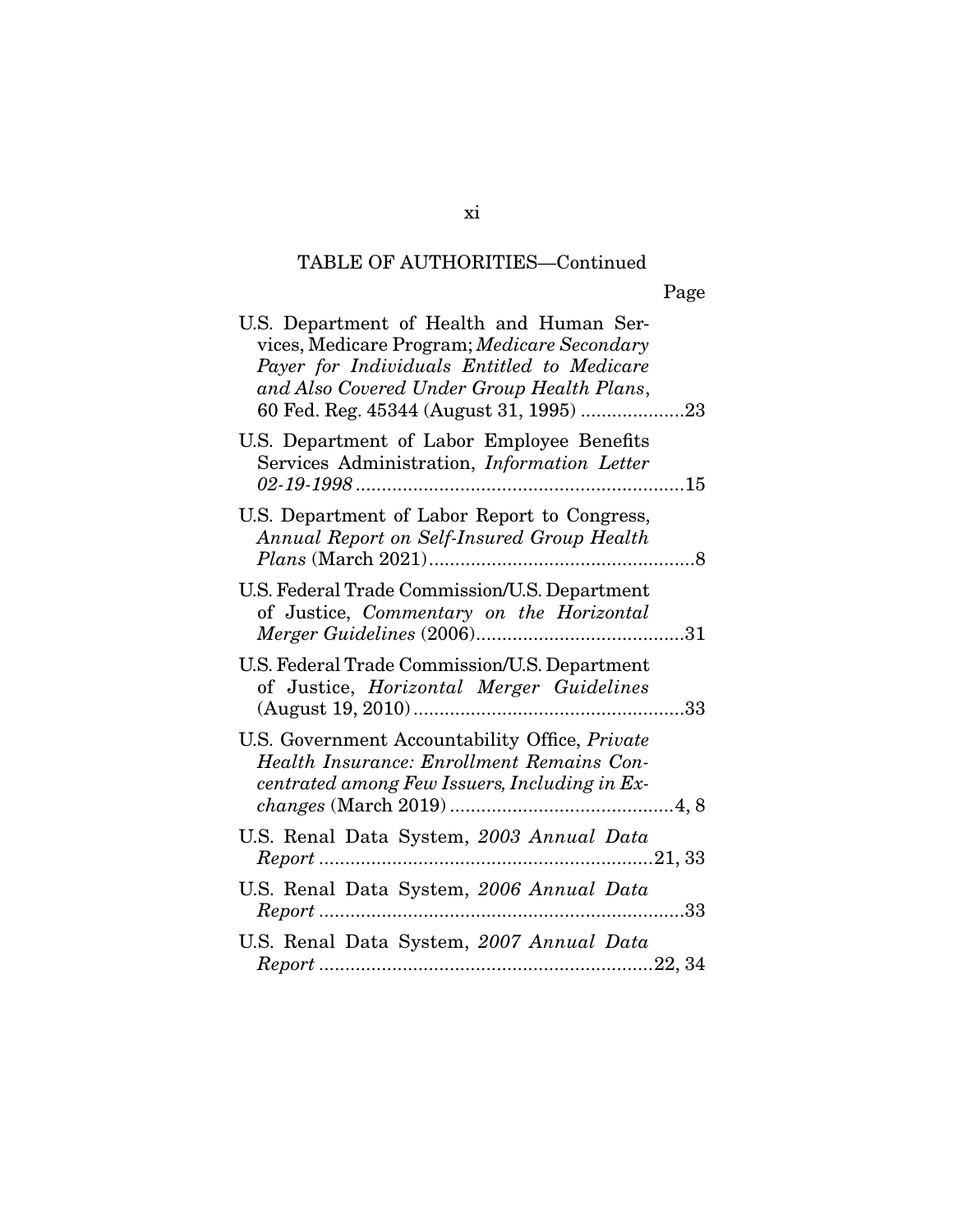TABLE OF AUTHORITIES—Continued

Page

U.S. Department of Health and Human Services, Medicare Program; *Medicare Secondary Payer for Individuals Entitled to Medicare and Also Covered Under Group Health Plans*, 60 Fed. Reg. 45344 (August 31, 1995) ....................23

U.S. Department of Labor Employee Benefits Services Administration, *Information Letter 02-19-1998*...............................................................15

U.S. Department of Labor Report to Congress, *Annual Report on Self-Insured Group Health Plans* (March 2021)...................................................8

U.S. Federal Trade Commission/U.S. Department of Justice, *Commentary on the Horizontal Merger Guidelines* (2006)........................................31

U.S. Federal Trade Commission/U.S. Department of Justice, *Horizontal Merger Guidelines* (August 19, 2010)....................................................33

U.S. Government Accountability Office, *Private Health Insurance: Enrollment Remains Concentrated among Few Issuers, Including in Exchanges* (March 2019)...........................................4, 8

U.S. Renal Data System, *2003 Annual Data Report*................................................................21, 33

U.S. Renal Data System, *2006 Annual Data Report*......................................................................33

U.S. Renal Data System, *2007 Annual Data Report*................................................................22, 34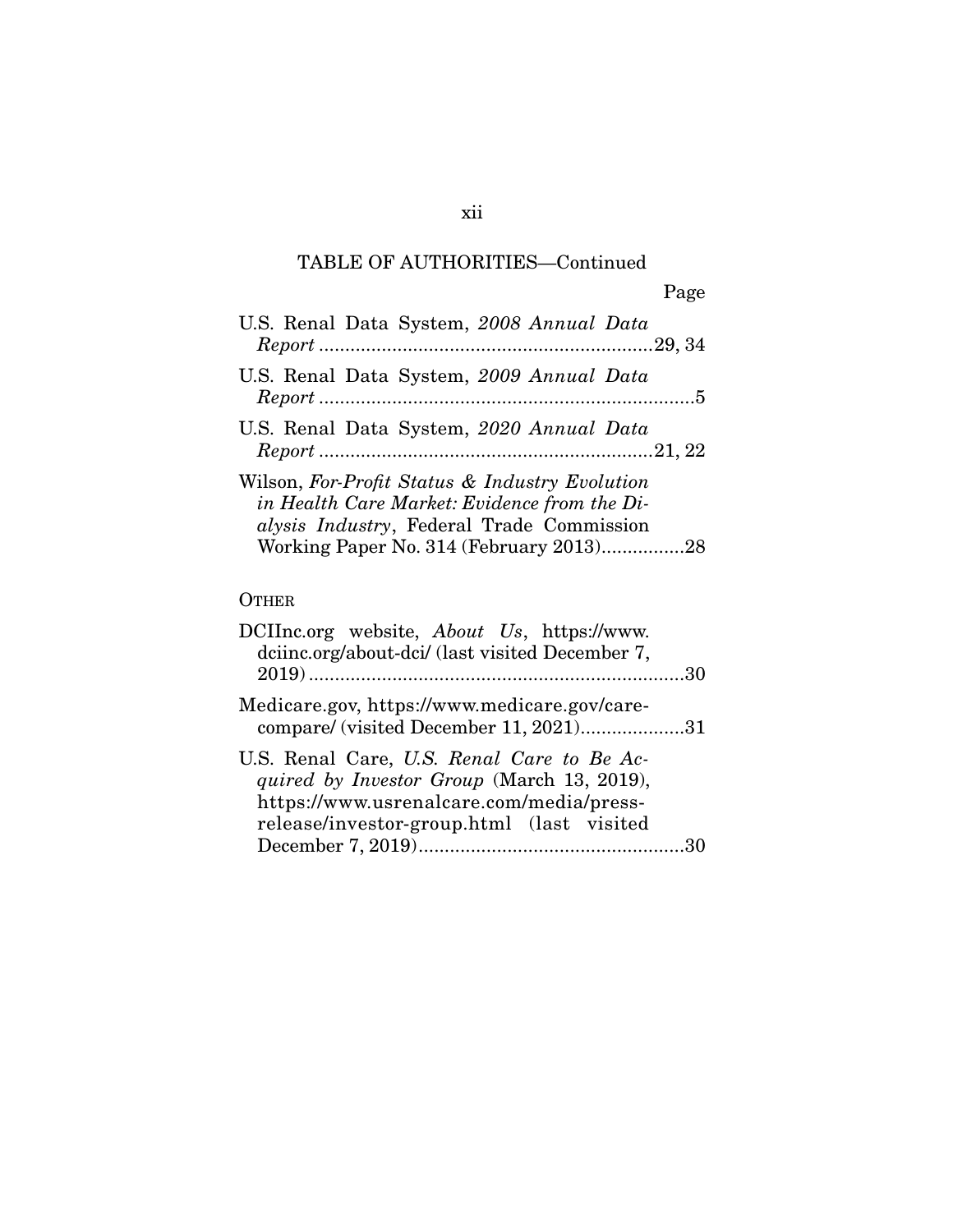TABLE OF AUTHORITIES—Continued

Page

U.S. Renal Data System, *2008 Annual Data Report* ................................................................29, 34

U.S. Renal Data System, *2009 Annual Data Report* ........................................................................5

U.S. Renal Data System, *2020 Annual Data Report* ................................................................21, 22

Wilson, *For-Profit Status & Industry Evolution in Health Care Market: Evidence from the Dialysis Industry*, Federal Trade Commission Working Paper No. 314 (February 2013)................28

OTHER

DCIInc.org website, *About Us*, https://www.dciinc.org/about-dci/ (last visited December 7, 2019) ........................................................................30

Medicare.gov, https://www.medicare.gov/care-compare/ (visited December 11, 2021)....................31

U.S. Renal Care, *U.S. Renal Care to Be Acquired by Investor Group* (March 13, 2019), https://www.usrenalcare.com/media/press-release/investor-group.html (last visited December 7, 2019)...................................................30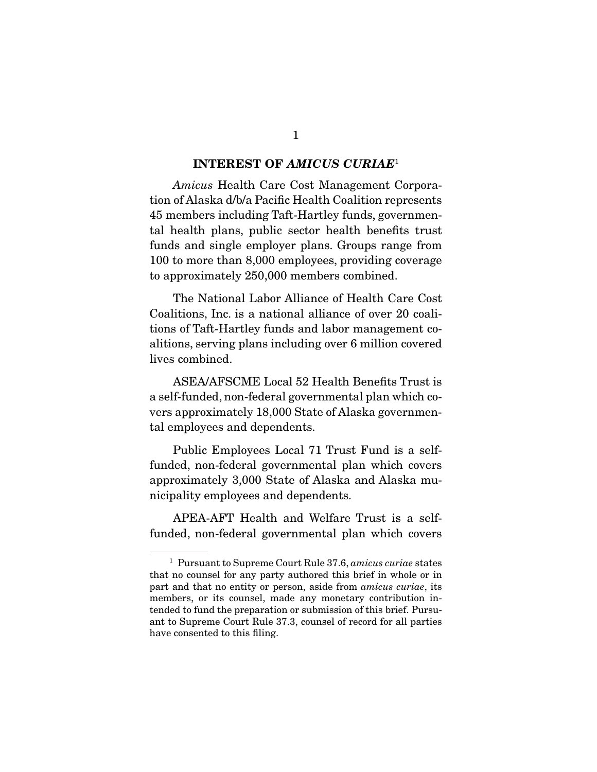## INTEREST OF *AMICUS CURIAE*[1]

*Amicus* Health Care Cost Management Corporation of Alaska d/b/a Pacific Health Coalition represents 45 members including Taft-Hartley funds, governmental health plans, public sector health benefits trust funds and single employer plans. Groups range from 100 to more than 8,000 employees, providing coverage to approximately 250,000 members combined.

The National Labor Alliance of Health Care Cost Coalitions, Inc. is a national alliance of over 20 coalitions of Taft-Hartley funds and labor management coalitions, serving plans including over 6 million covered lives combined.

ASEA/AFSCME Local 52 Health Benefits Trust is a self-funded, non-federal governmental plan which covers approximately 18,000 State of Alaska governmental employees and dependents.

Public Employees Local 71 Trust Fund is a self-funded, non-federal governmental plan which covers approximately 3,000 State of Alaska and Alaska municipality employees and dependents.

APEA-AFT Health and Welfare Trust is a self-funded, non-federal governmental plan which covers

---

[1] Pursuant to Supreme Court Rule 37.6, *amicus curiae* states that no counsel for any party authored this brief in whole or in part and that no entity or person, aside from *amicus curiae*, its members, or its counsel, made any monetary contribution intended to fund the preparation or submission of this brief. Pursuant to Supreme Court Rule 37.3, counsel of record for all parties have consented to this filing.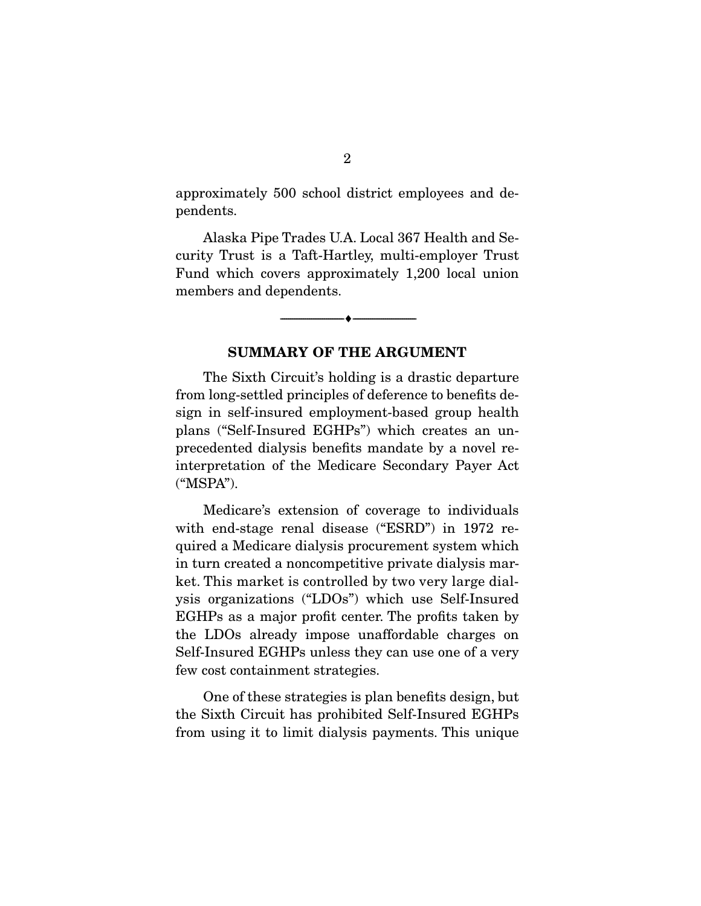approximately 500 school district employees and dependents.

Alaska Pipe Trades U.A. Local 367 Health and Security Trust is a Taft-Hartley, multi-employer Trust Fund which covers approximately 1,200 local union members and dependents.

---

## SUMMARY OF THE ARGUMENT

The Sixth Circuit's holding is a drastic departure from long-settled principles of deference to benefits design in self-insured employment-based group health plans ("Self-Insured EGHPs") which creates an unprecedented dialysis benefits mandate by a novel reinterpretation of the Medicare Secondary Payer Act ("MSPA").

Medicare's extension of coverage to individuals with end-stage renal disease ("ESRD") in 1972 required a Medicare dialysis procurement system which in turn created a noncompetitive private dialysis market. This market is controlled by two very large dialysis organizations ("LDOs") which use Self-Insured EGHPs as a major profit center. The profits taken by the LDOs already impose unaffordable charges on Self-Insured EGHPs unless they can use one of a very few cost containment strategies.

One of these strategies is plan benefits design, but the Sixth Circuit has prohibited Self-Insured EGHPs from using it to limit dialysis payments. This unique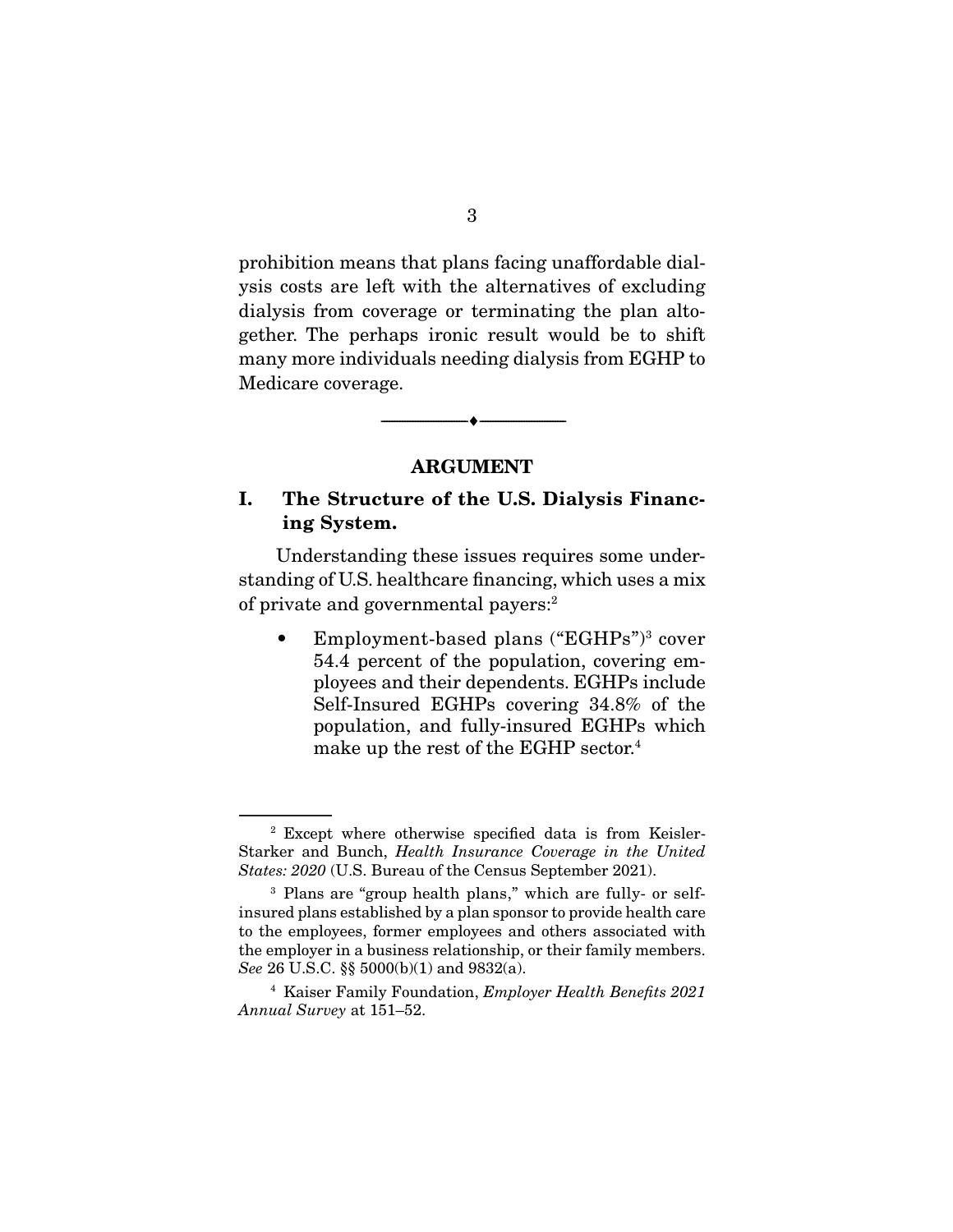prohibition means that plans facing unaffordable dialysis costs are left with the alternatives of excluding dialysis from coverage or terminating the plan altogether. The perhaps ironic result would be to shift many more individuals needing dialysis from EGHP to Medicare coverage.

---

## ARGUMENT

### I. The Structure of the U.S. Dialysis Financing System.

Understanding these issues requires some understanding of U.S. healthcare financing, which uses a mix of private and governmental payers:[2]

- Employment-based plans ("EGHPs")[3] cover 54.4 percent of the population, covering employees and their dependents. EGHPs include Self-Insured EGHPs covering 34.8% of the population, and fully-insured EGHPs which make up the rest of the EGHP sector.[4]

---

[2] Except where otherwise specified data is from Keisler-Starker and Bunch, *Health Insurance Coverage in the United States: 2020* (U.S. Bureau of the Census September 2021).

[3] Plans are "group health plans," which are fully- or self-insured plans established by a plan sponsor to provide health care to the employees, former employees and others associated with the employer in a business relationship, or their family members. *See* 26 U.S.C. §§ 5000(b)(1) and 9832(a).

[4] Kaiser Family Foundation, *Employer Health Benefits 2021 Annual Survey* at 151–52.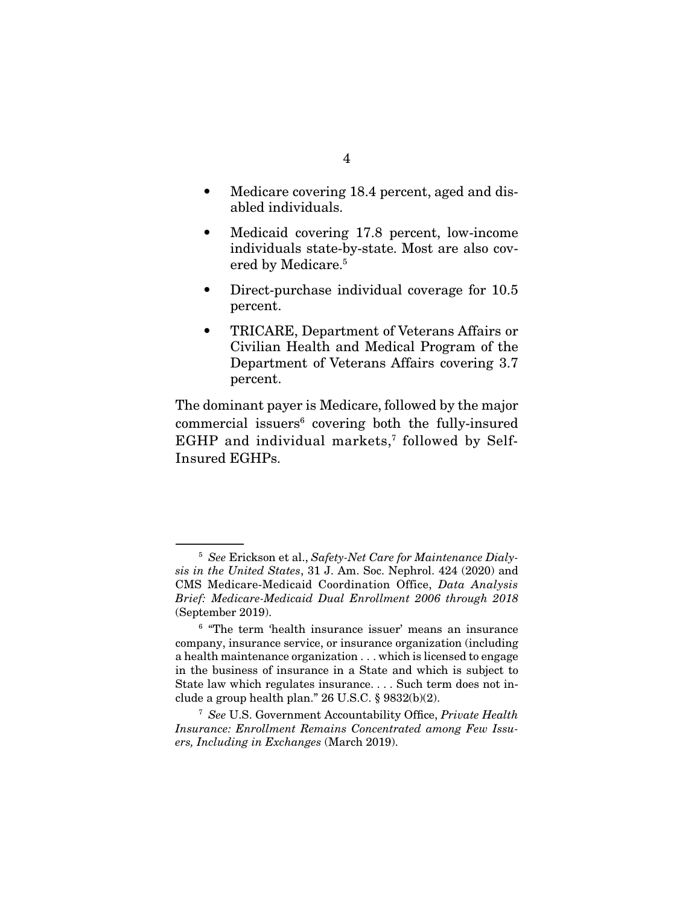- Medicare covering 18.4 percent, aged and disabled individuals.
- Medicaid covering 17.8 percent, low-income individuals state-by-state. Most are also covered by Medicare.[5]
- Direct-purchase individual coverage for 10.5 percent.
- TRICARE, Department of Veterans Affairs or Civilian Health and Medical Program of the Department of Veterans Affairs covering 3.7 percent.

The dominant payer is Medicare, followed by the major commercial issuers[6] covering both the fully-insured EGHP and individual markets,[7] followed by Self-Insured EGHPs.

---

[5] *See* Erickson et al., *Safety-Net Care for Maintenance Dialysis in the United States*, 31 J. Am. Soc. Nephrol. 424 (2020) and CMS Medicare-Medicaid Coordination Office, *Data Analysis Brief: Medicare-Medicaid Dual Enrollment 2006 through 2018* (September 2019).

[6] "The term 'health insurance issuer' means an insurance company, insurance service, or insurance organization (including a health maintenance organization . . . which is licensed to engage in the business of insurance in a State and which is subject to State law which regulates insurance. . . . Such term does not include a group health plan." 26 U.S.C. § 9832(b)(2).

[7] *See* U.S. Government Accountability Office, *Private Health Insurance: Enrollment Remains Concentrated among Few Issuers, Including in Exchanges* (March 2019).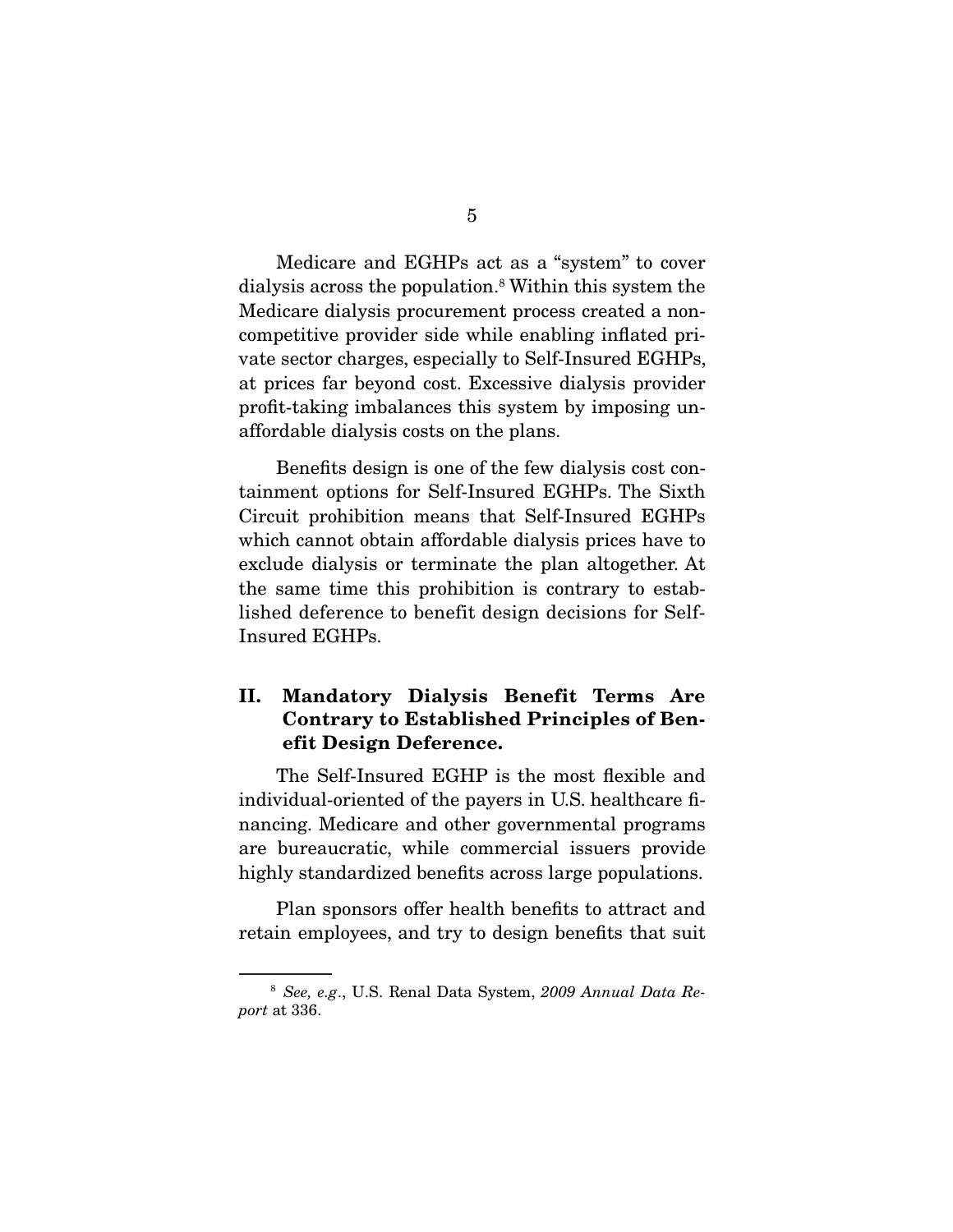Medicare and EGHPs act as a "system" to cover dialysis across the population.[8] Within this system the Medicare dialysis procurement process created a non-competitive provider side while enabling inflated private sector charges, especially to Self-Insured EGHPs, at prices far beyond cost. Excessive dialysis provider profit-taking imbalances this system by imposing unaffordable dialysis costs on the plans.

Benefits design is one of the few dialysis cost containment options for Self-Insured EGHPs. The Sixth Circuit prohibition means that Self-Insured EGHPs which cannot obtain affordable dialysis prices have to exclude dialysis or terminate the plan altogether. At the same time this prohibition is contrary to established deference to benefit design decisions for Self-Insured EGHPs.

## II. Mandatory Dialysis Benefit Terms Are Contrary to Established Principles of Benefit Design Deference.

The Self-Insured EGHP is the most flexible and individual-oriented of the payers in U.S. healthcare financing. Medicare and other governmental programs are bureaucratic, while commercial issuers provide highly standardized benefits across large populations.

Plan sponsors offer health benefits to attract and retain employees, and try to design benefits that suit

---

[8] *See, e.g.*, U.S. Renal Data System, *2009 Annual Data Report* at 336.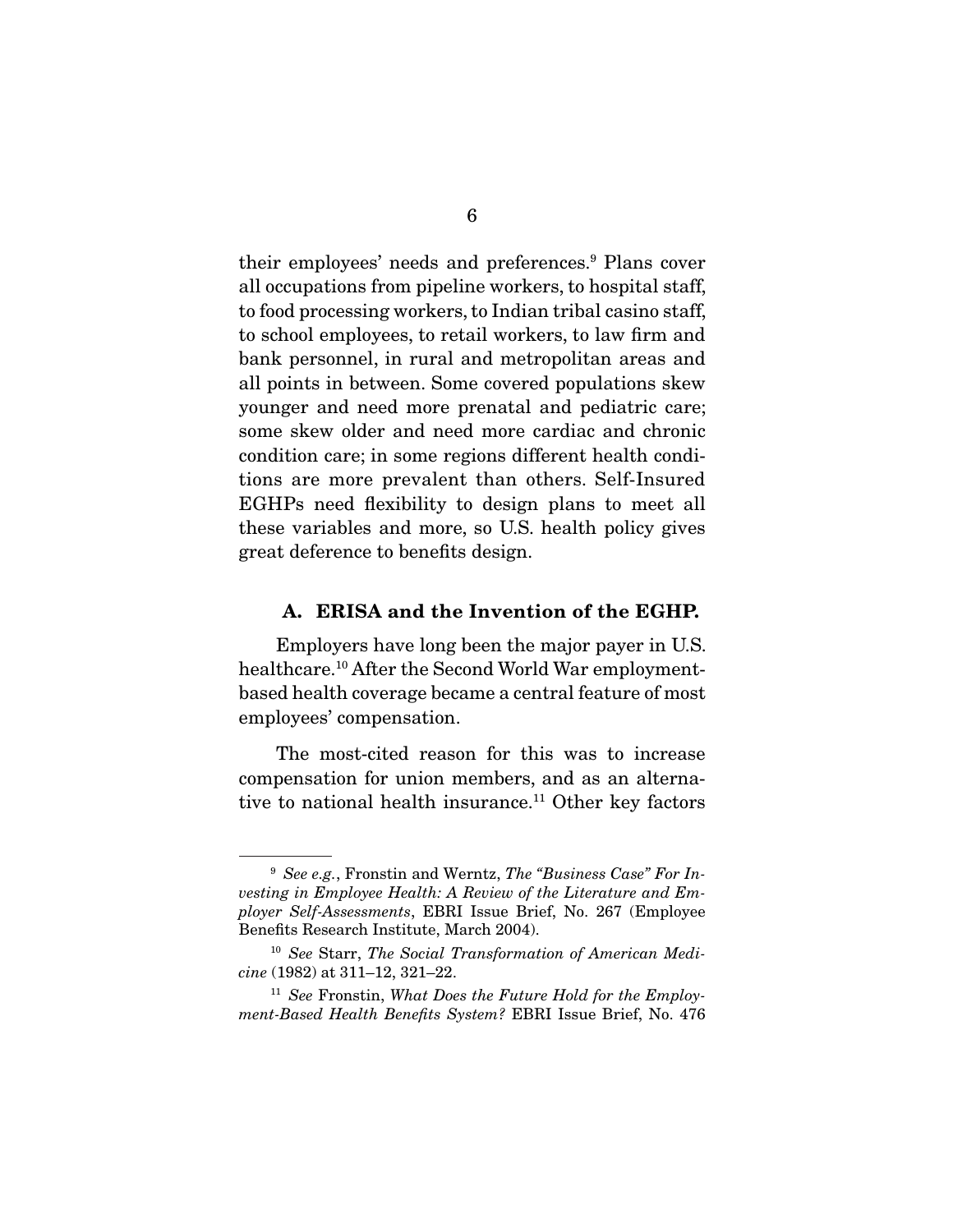their employees' needs and preferences.[9] Plans cover all occupations from pipeline workers, to hospital staff, to food processing workers, to Indian tribal casino staff, to school employees, to retail workers, to law firm and bank personnel, in rural and metropolitan areas and all points in between. Some covered populations skew younger and need more prenatal and pediatric care; some skew older and need more cardiac and chronic condition care; in some regions different health conditions are more prevalent than others. Self-Insured EGHPs need flexibility to design plans to meet all these variables and more, so U.S. health policy gives great deference to benefits design.

### A. ERISA and the Invention of the EGHP.

Employers have long been the major payer in U.S. healthcare.[10] After the Second World War employment-based health coverage became a central feature of most employees' compensation.

The most-cited reason for this was to increase compensation for union members, and as an alternative to national health insurance.[11] Other key factors

---

[9] *See e.g.*, Fronstin and Werntz, *The "Business Case" For Investing in Employee Health: A Review of the Literature and Employer Self-Assessments*, EBRI Issue Brief, No. 267 (Employee Benefits Research Institute, March 2004).

[10] *See* Starr, *The Social Transformation of American Medicine* (1982) at 311–12, 321–22.

[11] *See* Fronstin, *What Does the Future Hold for the Employment-Based Health Benefits System?* EBRI Issue Brief, No. 476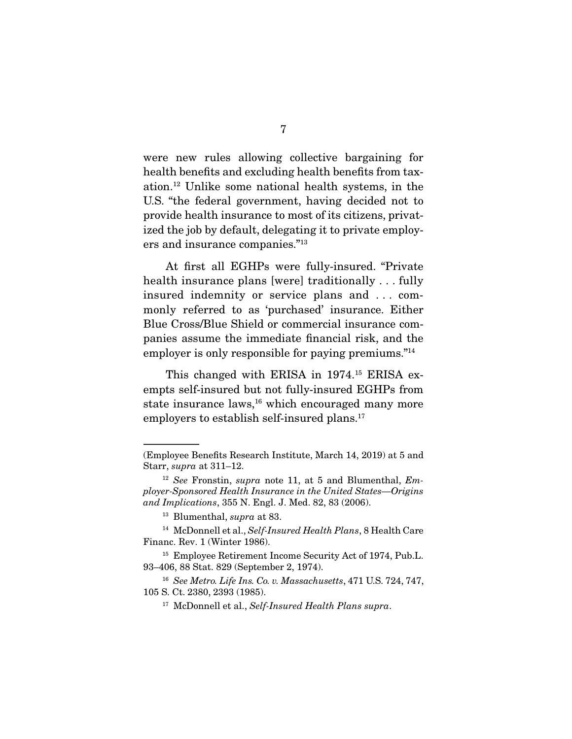were new rules allowing collective bargaining for health benefits and excluding health benefits from taxation.[12] Unlike some national health systems, in the U.S. "the federal government, having decided not to provide health insurance to most of its citizens, privatized the job by default, delegating it to private employers and insurance companies."[13]

At first all EGHPs were fully-insured. "Private health insurance plans [were] traditionally . . . fully insured indemnity or service plans and . . . commonly referred to as 'purchased' insurance. Either Blue Cross/Blue Shield or commercial insurance companies assume the immediate financial risk, and the employer is only responsible for paying premiums."[14]

This changed with ERISA in 1974.[15] ERISA exempts self-insured but not fully-insured EGHPs from state insurance laws,[16] which encouraged many more employers to establish self-insured plans.[17]

---

(Employee Benefits Research Institute, March 14, 2019) at 5 and Starr, *supra* at 311–12.

[12] *See* Fronstin, *supra* note 11, at 5 and Blumenthal, *Employer-Sponsored Health Insurance in the United States—Origins and Implications*, 355 N. Engl. J. Med. 82, 83 (2006).

[13] Blumenthal, *supra* at 83.

[14] McDonnell et al., *Self-Insured Health Plans*, 8 Health Care Financ. Rev. 1 (Winter 1986).

[15] Employee Retirement Income Security Act of 1974, Pub.L. 93–406, 88 Stat. 829 (September 2, 1974).

[16] *See Metro. Life Ins. Co. v. Massachusetts*, 471 U.S. 724, 747, 105 S. Ct. 2380, 2393 (1985).

[17] McDonnell et al., *Self-Insured Health Plans supra*.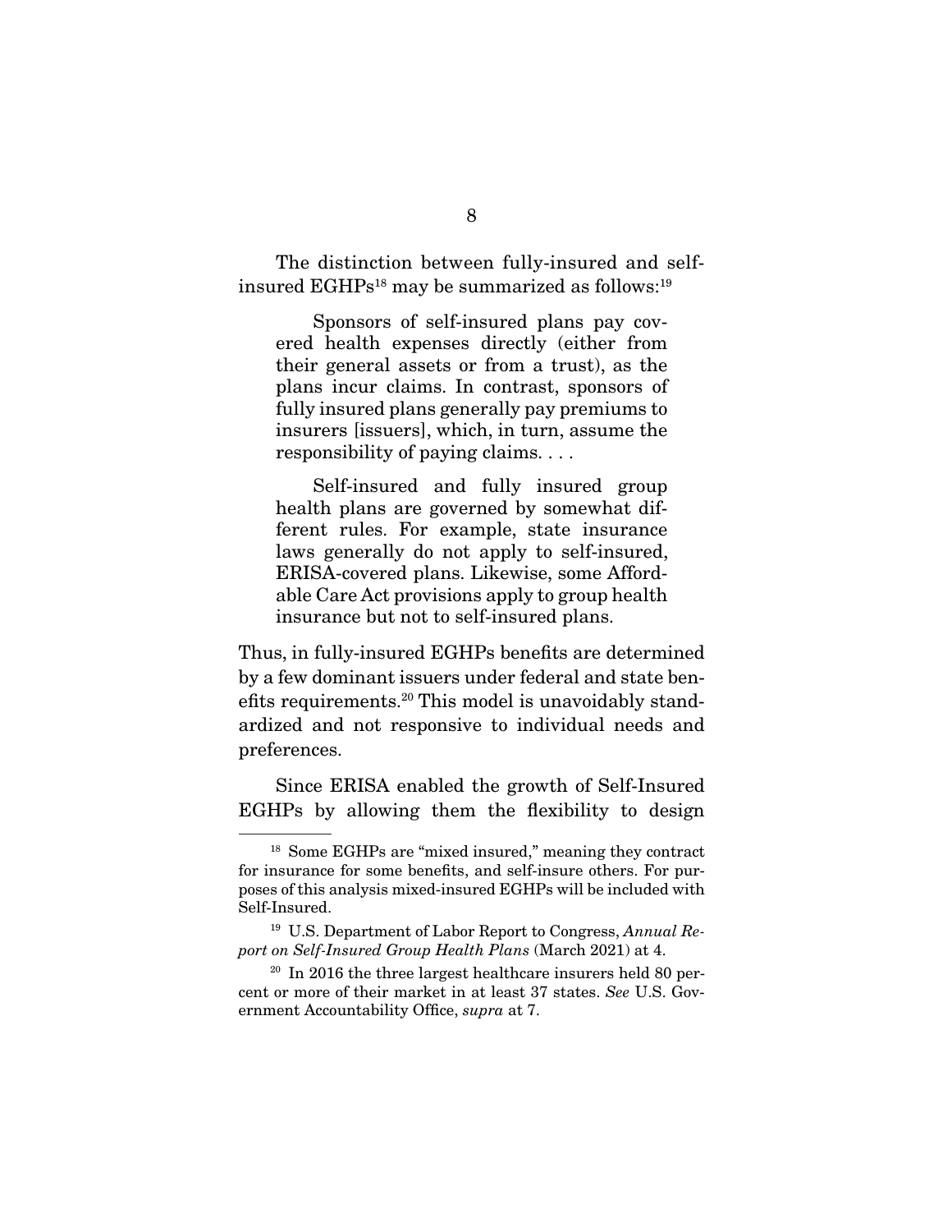The distinction between fully-insured and self-insured EGHPs[18] may be summarized as follows:[19]

> Sponsors of self-insured plans pay covered health expenses directly (either from their general assets or from a trust), as the plans incur claims. In contrast, sponsors of fully insured plans generally pay premiums to insurers [issuers], which, in turn, assume the responsibility of paying claims. . . .
>
> Self-insured and fully insured group health plans are governed by somewhat different rules. For example, state insurance laws generally do not apply to self-insured, ERISA-covered plans. Likewise, some Affordable Care Act provisions apply to group health insurance but not to self-insured plans.

Thus, in fully-insured EGHPs benefits are determined by a few dominant issuers under federal and state benefits requirements.[20] This model is unavoidably standardized and not responsive to individual needs and preferences.

Since ERISA enabled the growth of Self-Insured EGHPs by allowing them the flexibility to design

---

[18] Some EGHPs are "mixed insured," meaning they contract for insurance for some benefits, and self-insure others. For purposes of this analysis mixed-insured EGHPs will be included with Self-Insured.

[19] U.S. Department of Labor Report to Congress, *Annual Report on Self-Insured Group Health Plans* (March 2021) at 4.

[20] In 2016 the three largest healthcare insurers held 80 percent or more of their market in at least 37 states. *See* U.S. Government Accountability Office, *supra* at 7.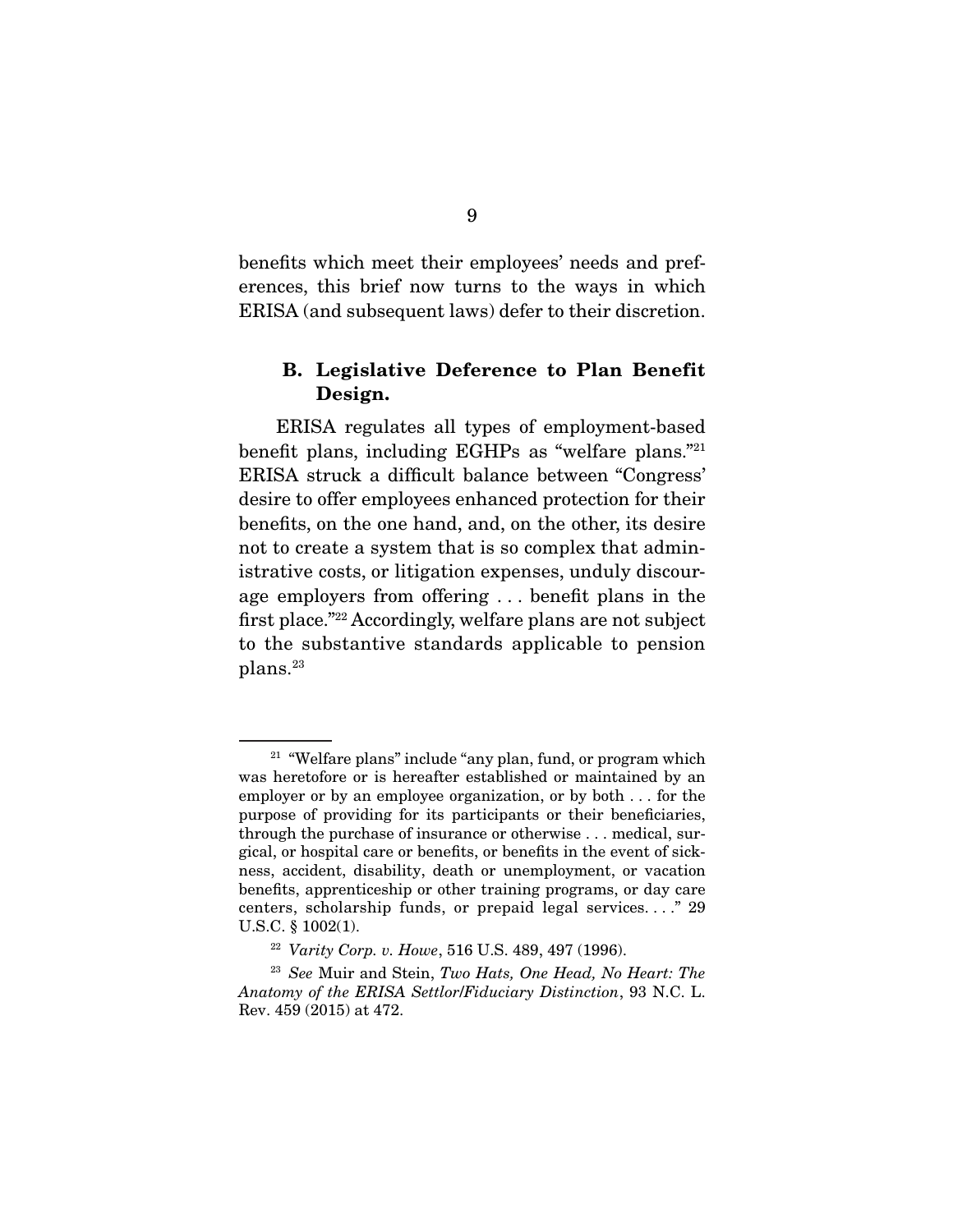benefits which meet their employees' needs and preferences, this brief now turns to the ways in which ERISA (and subsequent laws) defer to their discretion.

### B. Legislative Deference to Plan Benefit Design.

ERISA regulates all types of employment-based benefit plans, including EGHPs as "welfare plans."[21] ERISA struck a difficult balance between "Congress' desire to offer employees enhanced protection for their benefits, on the one hand, and, on the other, its desire not to create a system that is so complex that administrative costs, or litigation expenses, unduly discourage employers from offering . . . benefit plans in the first place."[22] Accordingly, welfare plans are not subject to the substantive standards applicable to pension plans.[23]

---

[21] "Welfare plans" include "any plan, fund, or program which was heretofore or is hereafter established or maintained by an employer or by an employee organization, or by both . . . for the purpose of providing for its participants or their beneficiaries, through the purchase of insurance or otherwise . . . medical, surgical, or hospital care or benefits, or benefits in the event of sickness, accident, disability, death or unemployment, or vacation benefits, apprenticeship or other training programs, or day care centers, scholarship funds, or prepaid legal services. . . ." 29 U.S.C. § 1002(1).

[22] *Varity Corp. v. Howe*, 516 U.S. 489, 497 (1996).

[23] *See* Muir and Stein, *Two Hats, One Head, No Heart: The Anatomy of the ERISA Settlor/Fiduciary Distinction*, 93 N.C. L. Rev. 459 (2015) at 472.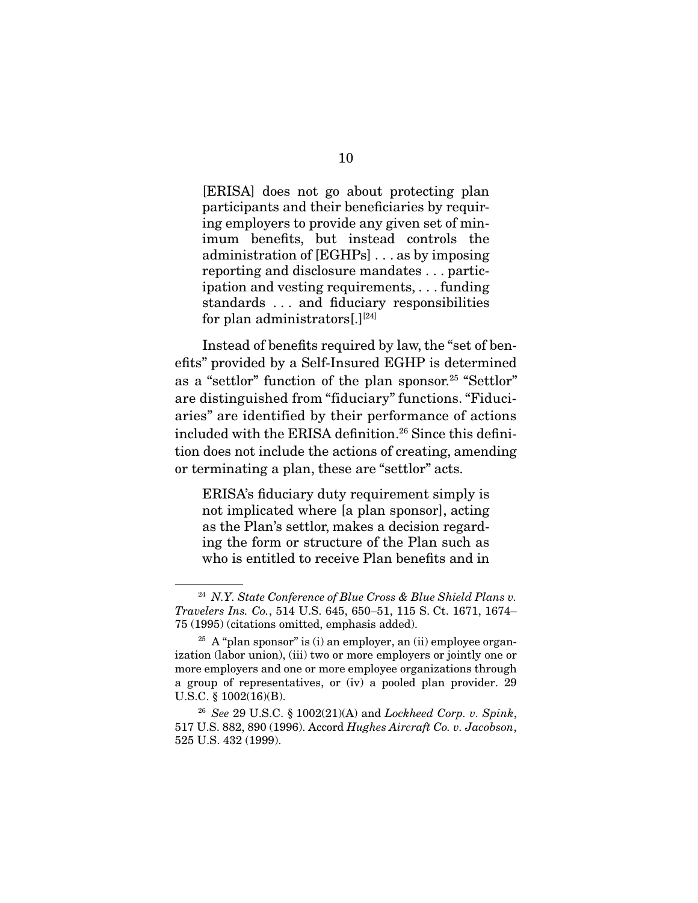> [ERISA] does not go about protecting plan participants and their beneficiaries by requiring employers to provide any given set of minimum benefits, but instead controls the administration of [EGHPs] . . . as by imposing reporting and disclosure mandates . . . participation and vesting requirements, . . . funding standards . . . and fiduciary responsibilities for plan administrators[.][24]

Instead of benefits required by law, the "set of benefits" provided by a Self-Insured EGHP is determined as a "settlor" function of the plan sponsor.[25] "Settlor" are distinguished from "fiduciary" functions. "Fiduciaries" are identified by their performance of actions included with the ERISA definition.[26] Since this definition does not include the actions of creating, amending or terminating a plan, these are "settlor" acts.

> ERISA's fiduciary duty requirement simply is not implicated where [a plan sponsor], acting as the Plan's settlor, makes a decision regarding the form or structure of the Plan such as who is entitled to receive Plan benefits and in

---

[24] *N.Y. State Conference of Blue Cross & Blue Shield Plans v. Travelers Ins. Co.*, 514 U.S. 645, 650–51, 115 S. Ct. 1671, 1674–75 (1995) (citations omitted, emphasis added).

[25] A "plan sponsor" is (i) an employer, an (ii) employee organization (labor union), (iii) two or more employers or jointly one or more employers and one or more employee organizations through a group of representatives, or (iv) a pooled plan provider. 29 U.S.C. § 1002(16)(B).

[26] *See* 29 U.S.C. § 1002(21)(A) and *Lockheed Corp. v. Spink*, 517 U.S. 882, 890 (1996). Accord *Hughes Aircraft Co. v. Jacobson*, 525 U.S. 432 (1999).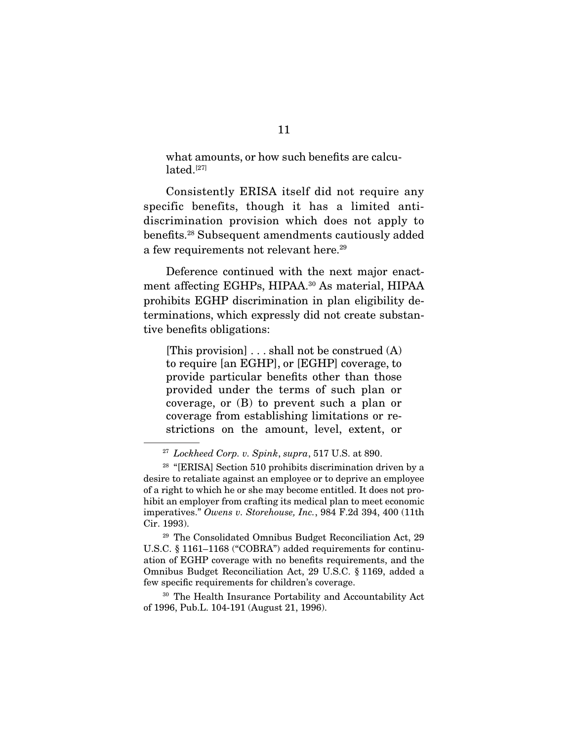what amounts, or how such benefits are calculated.[27]

Consistently ERISA itself did not require any specific benefits, though it has a limited anti-discrimination provision which does not apply to benefits.[28] Subsequent amendments cautiously added a few requirements not relevant here.[29]

Deference continued with the next major enactment affecting EGHPs, HIPAA.[30] As material, HIPAA prohibits EGHP discrimination in plan eligibility determinations, which expressly did not create substantive benefits obligations:

> [This provision] . . . shall not be construed (A) to require [an EGHP], or [EGHP] coverage, to provide particular benefits other than those provided under the terms of such plan or coverage, or (B) to prevent such a plan or coverage from establishing limitations or restrictions on the amount, level, extent, or

---

[27] *Lockheed Corp. v. Spink*, *supra*, 517 U.S. at 890.

[28] "[ERISA] Section 510 prohibits discrimination driven by a desire to retaliate against an employee or to deprive an employee of a right to which he or she may become entitled. It does not prohibit an employer from crafting its medical plan to meet economic imperatives." *Owens v. Storehouse, Inc.*, 984 F.2d 394, 400 (11th Cir. 1993).

[29] The Consolidated Omnibus Budget Reconciliation Act, 29 U.S.C. § 1161–1168 ("COBRA") added requirements for continuation of EGHP coverage with no benefits requirements, and the Omnibus Budget Reconciliation Act, 29 U.S.C. § 1169, added a few specific requirements for children's coverage.

[30] The Health Insurance Portability and Accountability Act of 1996, Pub.L. 104-191 (August 21, 1996).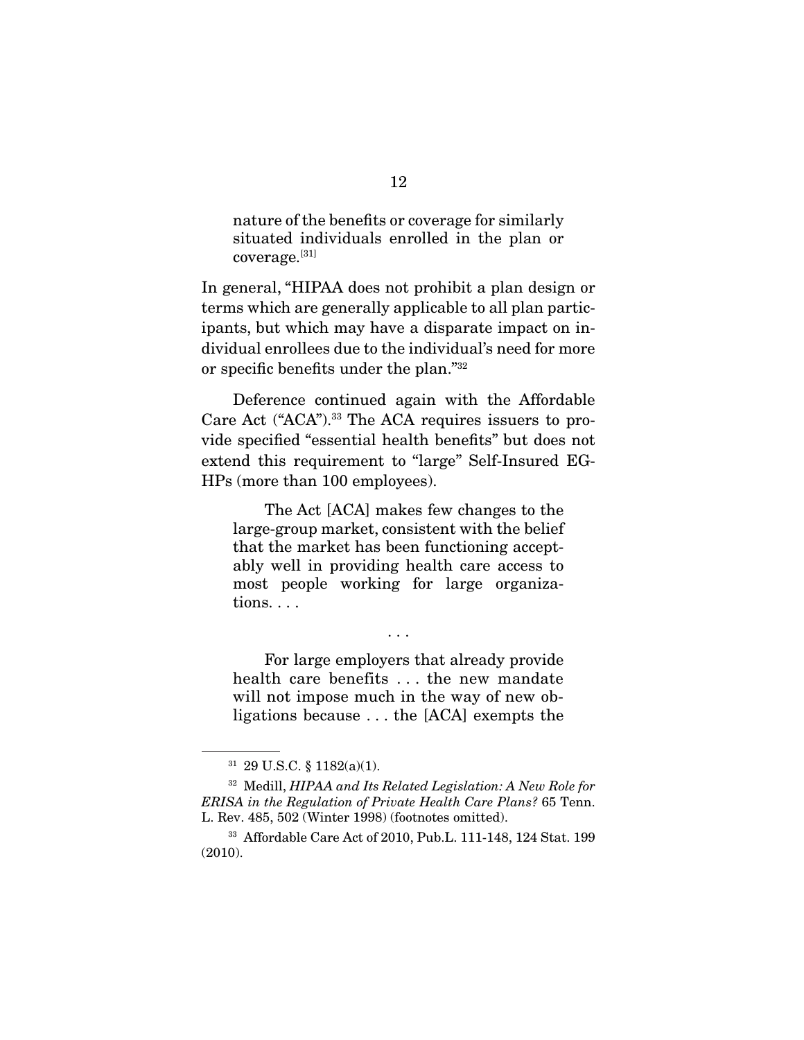> nature of the benefits or coverage for similarly situated individuals enrolled in the plan or coverage.[31]

In general, "HIPAA does not prohibit a plan design or terms which are generally applicable to all plan participants, but which may have a disparate impact on individual enrollees due to the individual's need for more or specific benefits under the plan."[32]

Deference continued again with the Affordable Care Act ("ACA").[33] The ACA requires issuers to provide specified "essential health benefits" but does not extend this requirement to "large" Self-Insured EGHPs (more than 100 employees).

> The Act [ACA] makes few changes to the large-group market, consistent with the belief that the market has been functioning acceptably well in providing health care access to most people working for large organizations. . . .
>
> . . .
>
> For large employers that already provide health care benefits . . . the new mandate will not impose much in the way of new obligations because . . . the [ACA] exempts the

---

[31] 29 U.S.C. § 1182(a)(1).

[32] Medill, *HIPAA and Its Related Legislation: A New Role for ERISA in the Regulation of Private Health Care Plans?* 65 Tenn. L. Rev. 485, 502 (Winter 1998) (footnotes omitted).

[33] Affordable Care Act of 2010, Pub.L. 111-148, 124 Stat. 199 (2010).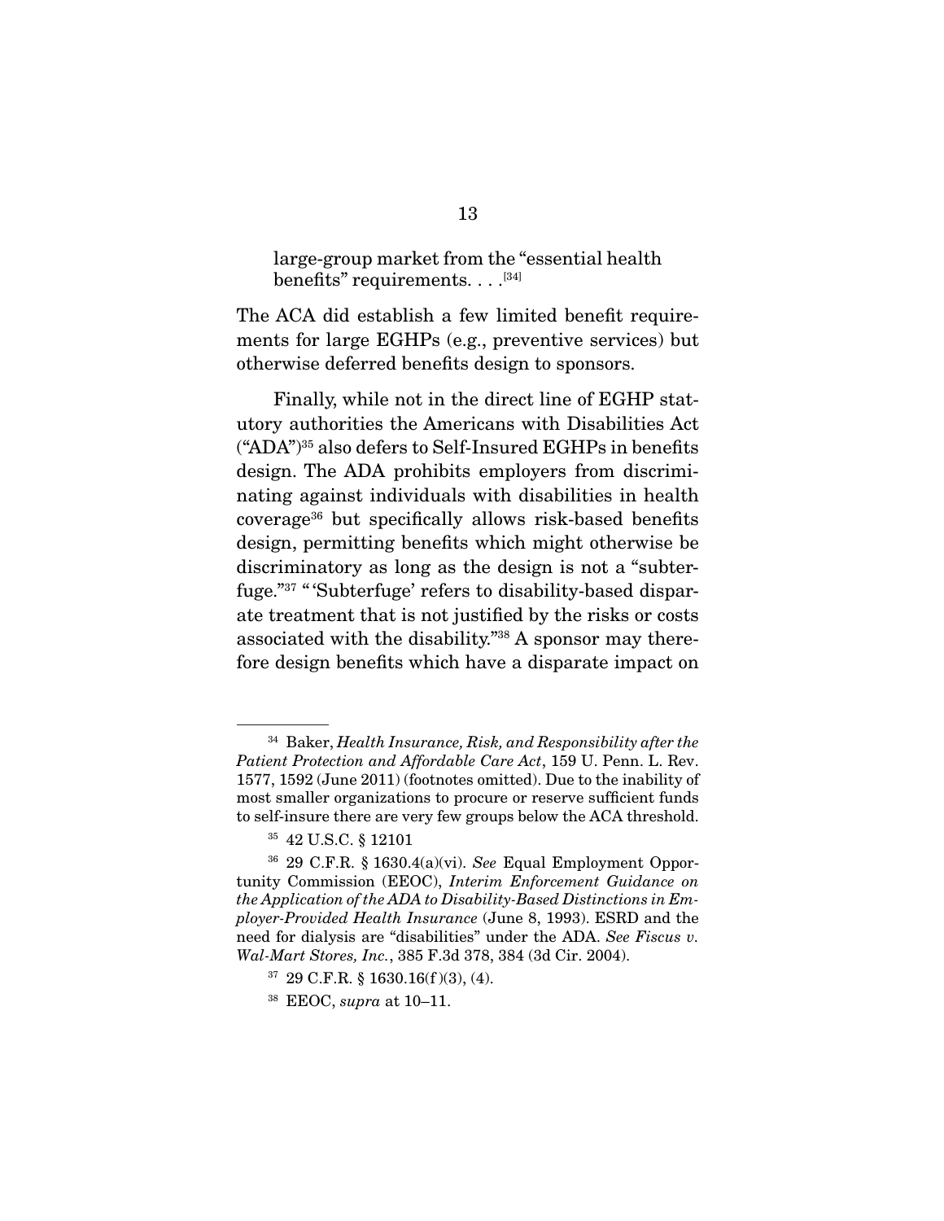> large-group market from the "essential health benefits" requirements. . . .[34]

The ACA did establish a few limited benefit requirements for large EGHPs (e.g., preventive services) but otherwise deferred benefits design to sponsors.

Finally, while not in the direct line of EGHP statutory authorities the Americans with Disabilities Act ("ADA")[35] also defers to Self-Insured EGHPs in benefits design. The ADA prohibits employers from discriminating against individuals with disabilities in health coverage[36] but specifically allows risk-based benefits design, permitting benefits which might otherwise be discriminatory as long as the design is not a "subterfuge."[37] "'Subterfuge' refers to disability-based disparate treatment that is not justified by the risks or costs associated with the disability."[38] A sponsor may therefore design benefits which have a disparate impact on

---

[34] Baker, *Health Insurance, Risk, and Responsibility after the Patient Protection and Affordable Care Act*, 159 U. Penn. L. Rev. 1577, 1592 (June 2011) (footnotes omitted). Due to the inability of most smaller organizations to procure or reserve sufficient funds to self-insure there are very few groups below the ACA threshold.

[35] 42 U.S.C. § 12101

[36] 29 C.F.R. § 1630.4(a)(vi). *See* Equal Employment Opportunity Commission (EEOC), *Interim Enforcement Guidance on the Application of the ADA to Disability-Based Distinctions in Employer-Provided Health Insurance* (June 8, 1993). ESRD and the need for dialysis are "disabilities" under the ADA. *See Fiscus v. Wal-Mart Stores, Inc.*, 385 F.3d 378, 384 (3d Cir. 2004).

[37] 29 C.F.R. § 1630.16(f)(3), (4).

[38] EEOC, *supra* at 10–11.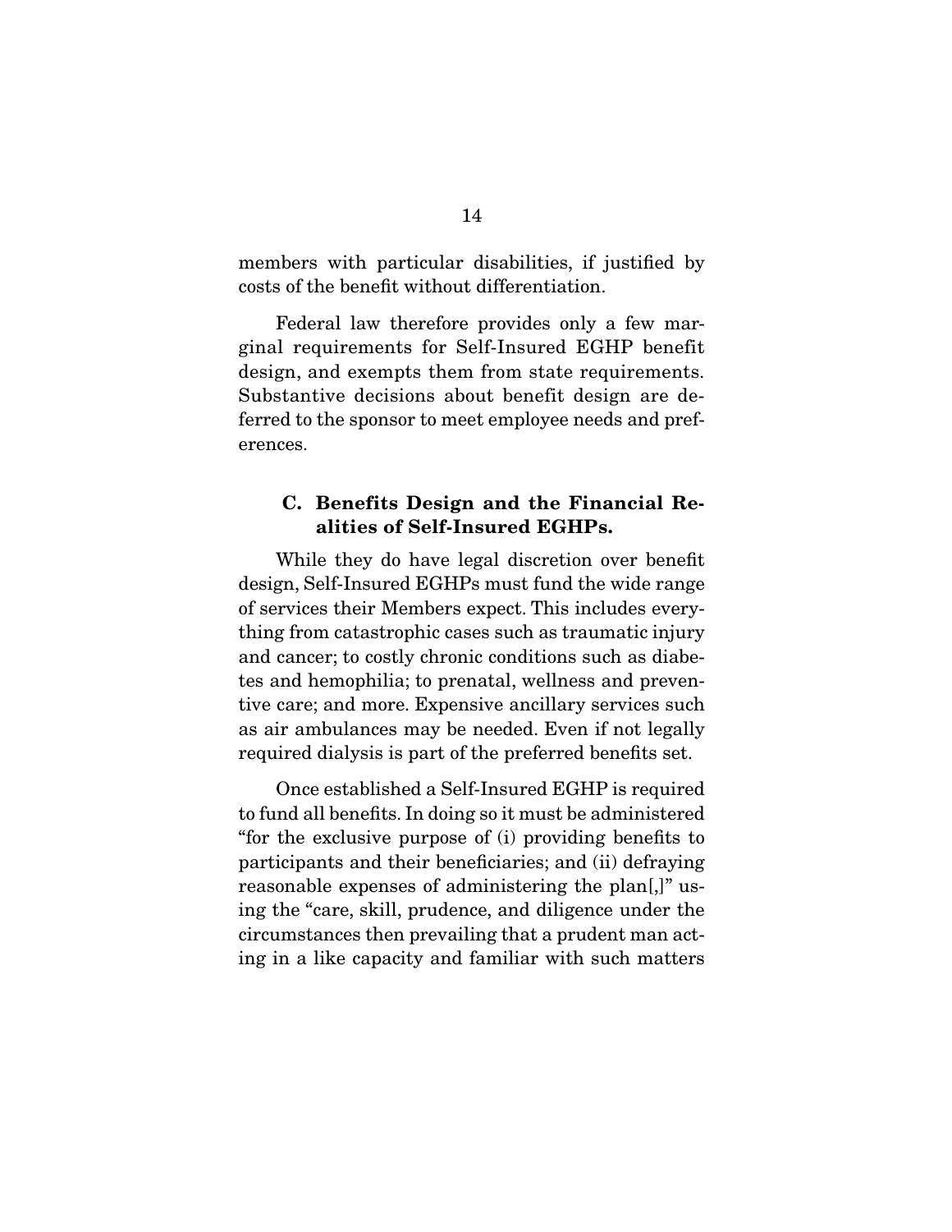members with particular disabilities, if justified by costs of the benefit without differentiation.

Federal law therefore provides only a few marginal requirements for Self-Insured EGHP benefit design, and exempts them from state requirements. Substantive decisions about benefit design are deferred to the sponsor to meet employee needs and preferences.

### C. Benefits Design and the Financial Realities of Self-Insured EGHPs.

While they do have legal discretion over benefit design, Self-Insured EGHPs must fund the wide range of services their Members expect. This includes everything from catastrophic cases such as traumatic injury and cancer; to costly chronic conditions such as diabetes and hemophilia; to prenatal, wellness and preventive care; and more. Expensive ancillary services such as air ambulances may be needed. Even if not legally required dialysis is part of the preferred benefits set.

Once established a Self-Insured EGHP is required to fund all benefits. In doing so it must be administered "for the exclusive purpose of (i) providing benefits to participants and their beneficiaries; and (ii) defraying reasonable expenses of administering the plan[,]" using the "care, skill, prudence, and diligence under the circumstances then prevailing that a prudent man acting in a like capacity and familiar with such matters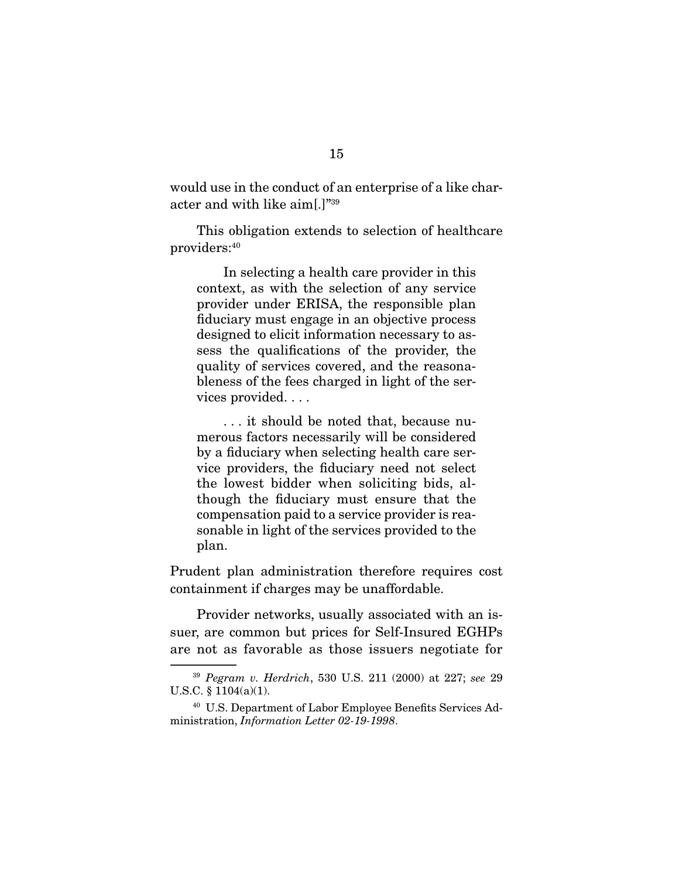would use in the conduct of an enterprise of a like character and with like aim[.]"[39]

This obligation extends to selection of healthcare providers:[40]

> In selecting a health care provider in this context, as with the selection of any service provider under ERISA, the responsible plan fiduciary must engage in an objective process designed to elicit information necessary to assess the qualifications of the provider, the quality of services covered, and the reasonableness of the fees charged in light of the services provided. . . .
>
> . . . it should be noted that, because numerous factors necessarily will be considered by a fiduciary when selecting health care service providers, the fiduciary need not select the lowest bidder when soliciting bids, although the fiduciary must ensure that the compensation paid to a service provider is reasonable in light of the services provided to the plan.

Prudent plan administration therefore requires cost containment if charges may be unaffordable.

Provider networks, usually associated with an issuer, are common but prices for Self-Insured EGHPs are not as favorable as those issuers negotiate for

---

[39] *Pegram v. Herdrich*, 530 U.S. 211 (2000) at 227; *see* 29 U.S.C. § 1104(a)(1).

[40] U.S. Department of Labor Employee Benefits Services Administration, *Information Letter 02-19-1998*.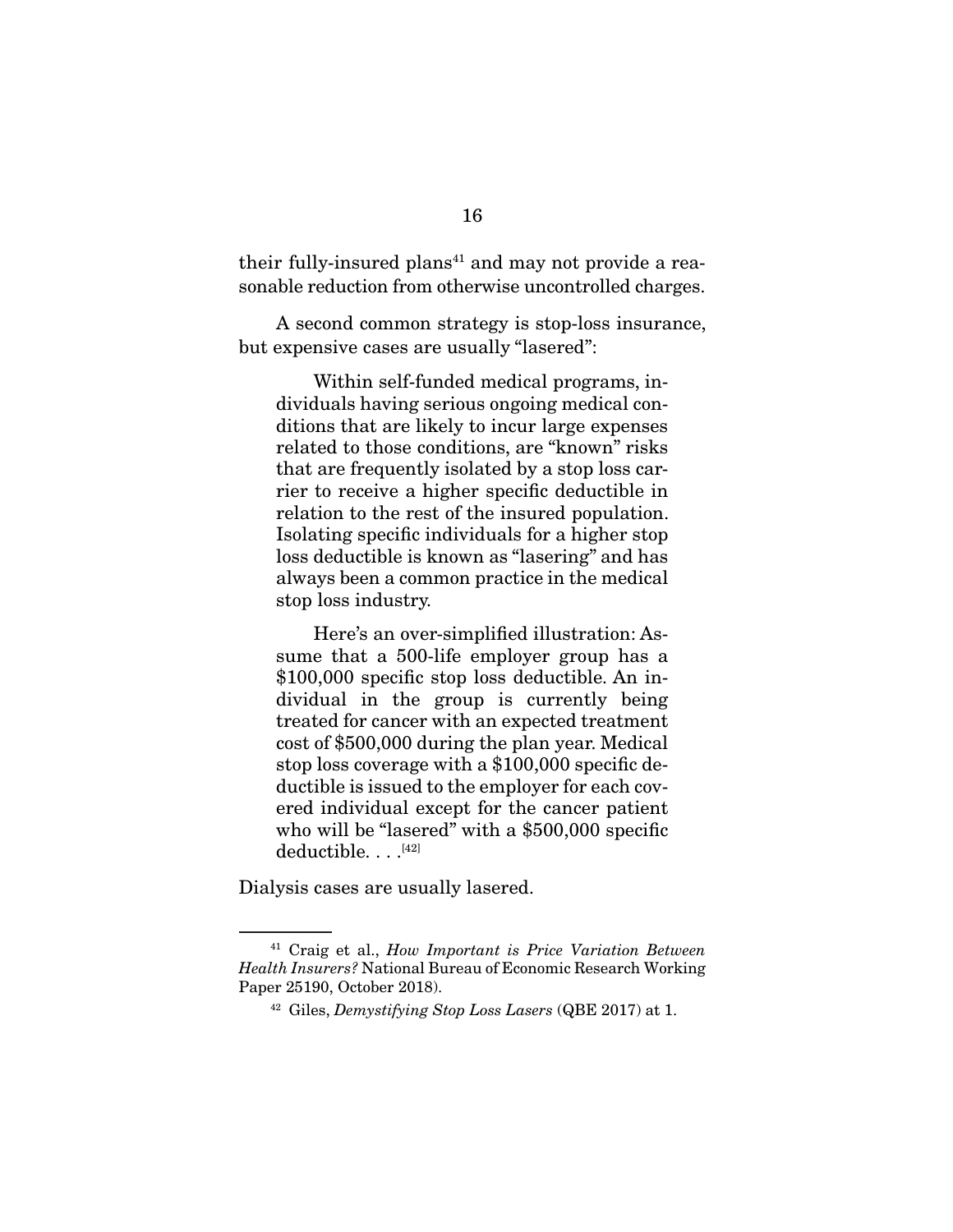their fully-insured plans[41] and may not provide a reasonable reduction from otherwise uncontrolled charges.

A second common strategy is stop-loss insurance, but expensive cases are usually "lasered":

> Within self-funded medical programs, individuals having serious ongoing medical conditions that are likely to incur large expenses related to those conditions, are "known" risks that are frequently isolated by a stop loss carrier to receive a higher specific deductible in relation to the rest of the insured population. Isolating specific individuals for a higher stop loss deductible is known as "lasering" and has always been a common practice in the medical stop loss industry.
>
> Here's an over-simplified illustration: Assume that a 500-life employer group has a \$100,000 specific stop loss deductible. An individual in the group is currently being treated for cancer with an expected treatment cost of \$500,000 during the plan year. Medical stop loss coverage with a \$100,000 specific deductible is issued to the employer for each covered individual except for the cancer patient who will be "lasered" with a \$500,000 specific deductible. . . .[42]

Dialysis cases are usually lasered.

---

[41] Craig et al., *How Important is Price Variation Between Health Insurers?* National Bureau of Economic Research Working Paper 25190, October 2018).

[42] Giles, *Demystifying Stop Loss Lasers* (QBE 2017) at 1.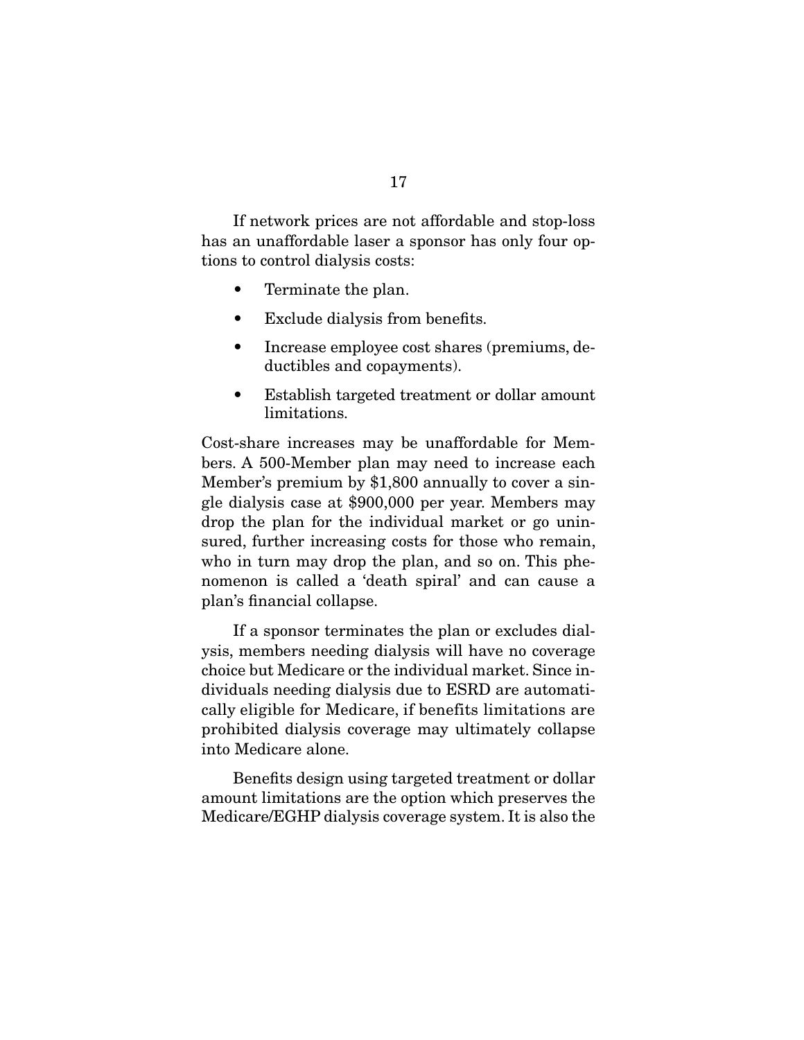If network prices are not affordable and stop-loss has an unaffordable laser a sponsor has only four options to control dialysis costs:

- Terminate the plan.
- Exclude dialysis from benefits.
- Increase employee cost shares (premiums, deductibles and copayments).
- Establish targeted treatment or dollar amount limitations.

Cost-share increases may be unaffordable for Members. A 500-Member plan may need to increase each Member's premium by $1,800 annually to cover a single dialysis case at $900,000 per year. Members may drop the plan for the individual market or go uninsured, further increasing costs for those who remain, who in turn may drop the plan, and so on. This phenomenon is called a 'death spiral' and can cause a plan's financial collapse.

If a sponsor terminates the plan or excludes dialysis, members needing dialysis will have no coverage choice but Medicare or the individual market. Since individuals needing dialysis due to ESRD are automatically eligible for Medicare, if benefits limitations are prohibited dialysis coverage may ultimately collapse into Medicare alone.

Benefits design using targeted treatment or dollar amount limitations are the option which preserves the Medicare/EGHP dialysis coverage system. It is also the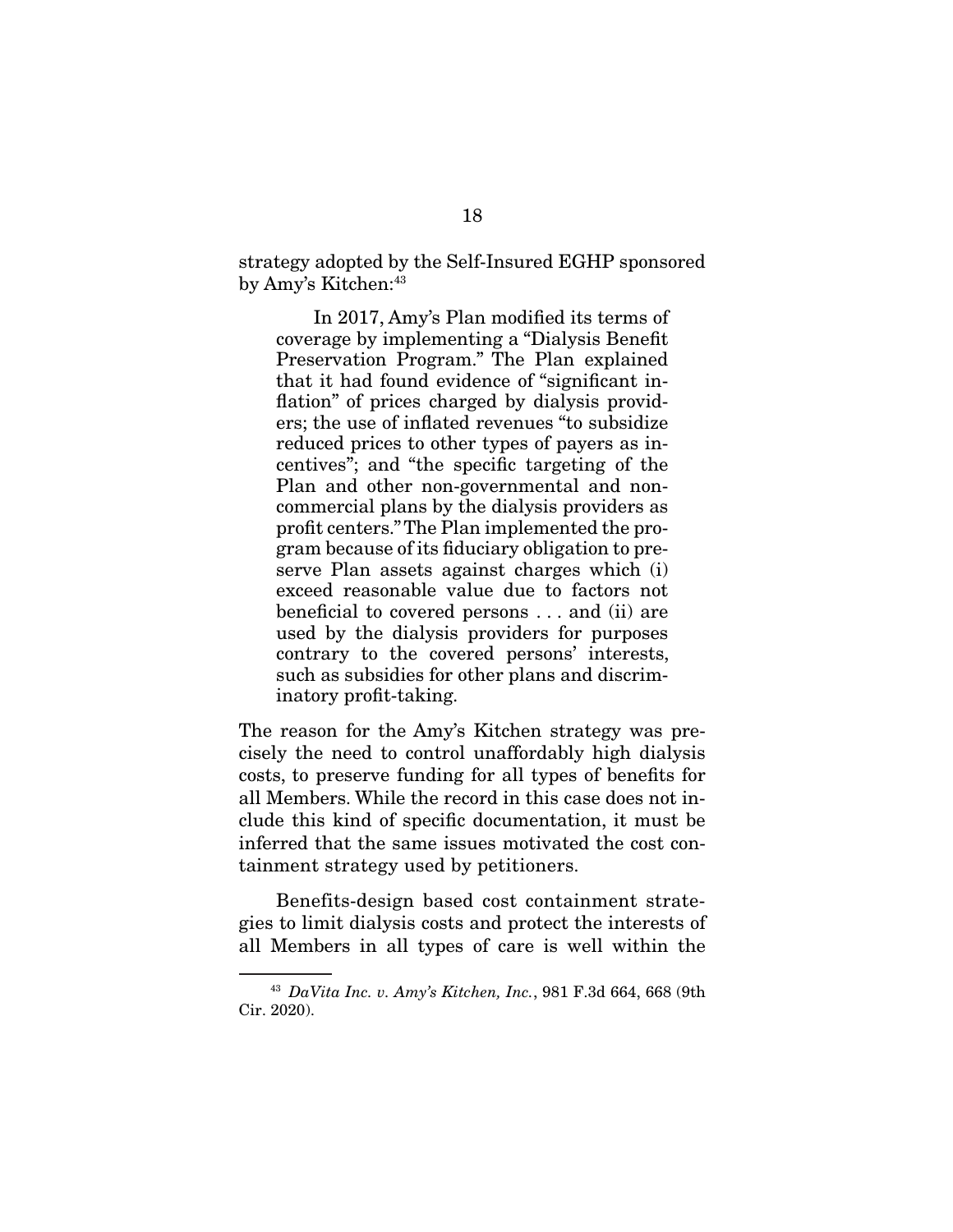strategy adopted by the Self-Insured EGHP sponsored by Amy's Kitchen:[43]

> In 2017, Amy's Plan modified its terms of coverage by implementing a "Dialysis Benefit Preservation Program." The Plan explained that it had found evidence of "significant inflation" of prices charged by dialysis providers; the use of inflated revenues "to subsidize reduced prices to other types of payers as incentives"; and "the specific targeting of the Plan and other non-governmental and non-commercial plans by the dialysis providers as profit centers." The Plan implemented the program because of its fiduciary obligation to preserve Plan assets against charges which (i) exceed reasonable value due to factors not beneficial to covered persons . . . and (ii) are used by the dialysis providers for purposes contrary to the covered persons' interests, such as subsidies for other plans and discriminatory profit-taking.

The reason for the Amy's Kitchen strategy was precisely the need to control unaffordably high dialysis costs, to preserve funding for all types of benefits for all Members. While the record in this case does not include this kind of specific documentation, it must be inferred that the same issues motivated the cost containment strategy used by petitioners.

Benefits-design based cost containment strategies to limit dialysis costs and protect the interests of all Members in all types of care is well within the

---

[43] *DaVita Inc. v. Amy's Kitchen, Inc.*, 981 F.3d 664, 668 (9th Cir. 2020).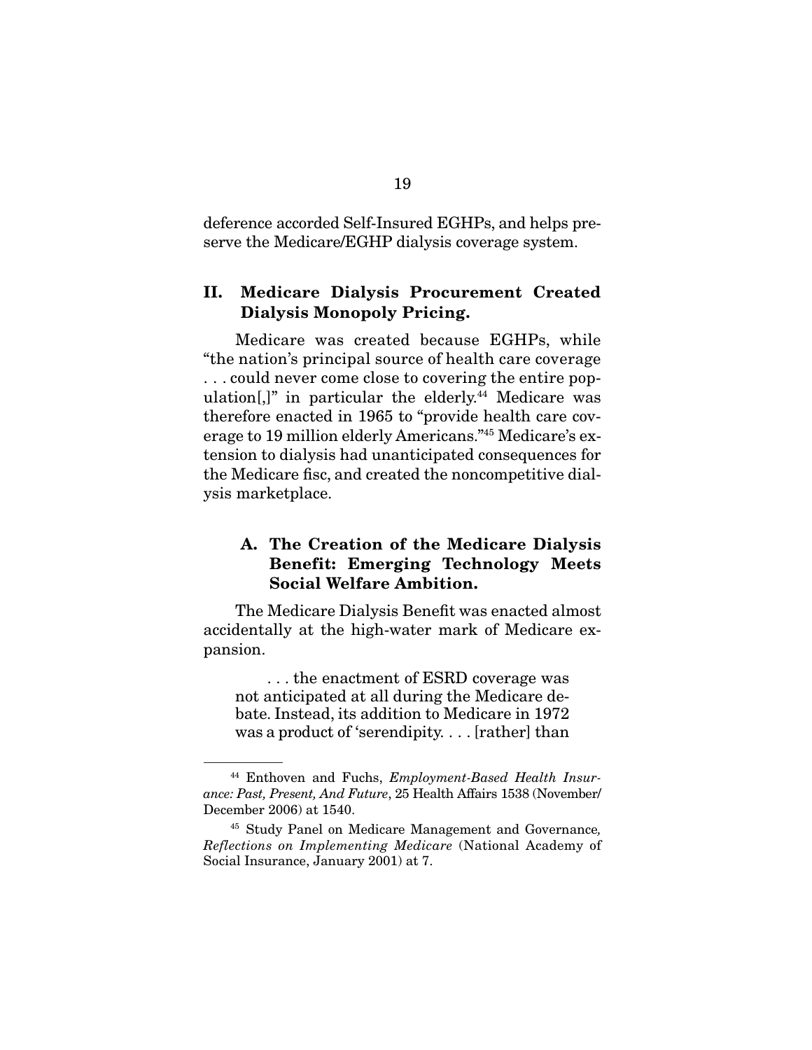deference accorded Self-Insured EGHPs, and helps preserve the Medicare/EGHP dialysis coverage system.

## II. Medicare Dialysis Procurement Created Dialysis Monopoly Pricing.

Medicare was created because EGHPs, while "the nation's principal source of health care coverage . . . could never come close to covering the entire population[,]" in particular the elderly.[44] Medicare was therefore enacted in 1965 to "provide health care coverage to 19 million elderly Americans."[45] Medicare's extension to dialysis had unanticipated consequences for the Medicare fisc, and created the noncompetitive dialysis marketplace.

### A. The Creation of the Medicare Dialysis Benefit: Emerging Technology Meets Social Welfare Ambition.

The Medicare Dialysis Benefit was enacted almost accidentally at the high-water mark of Medicare expansion.

> . . . the enactment of ESRD coverage was not anticipated at all during the Medicare debate. Instead, its addition to Medicare in 1972 was a product of 'serendipity. . . . [rather] than

---

[44] Enthoven and Fuchs, *Employment-Based Health Insurance: Past, Present, And Future*, 25 Health Affairs 1538 (November/December 2006) at 1540.

[45] Study Panel on Medicare Management and Governance, *Reflections on Implementing Medicare* (National Academy of Social Insurance, January 2001) at 7.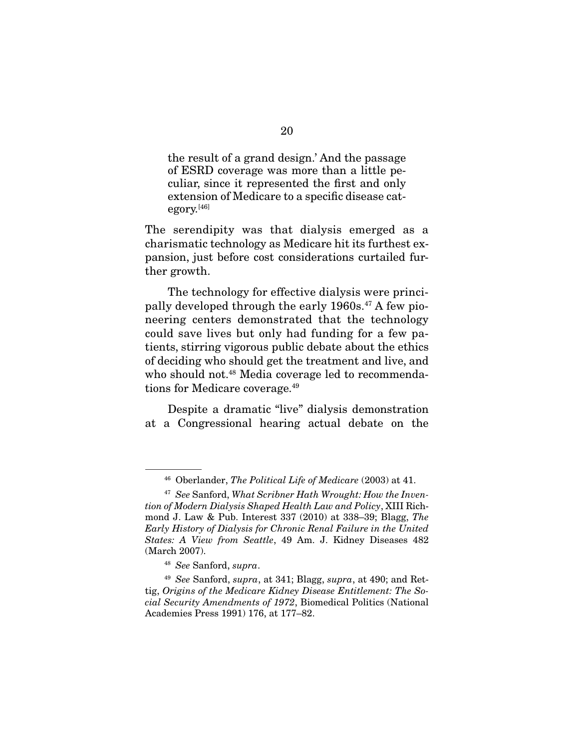> the result of a grand design.' And the passage of ESRD coverage was more than a little peculiar, since it represented the first and only extension of Medicare to a specific disease category.[46]

The serendipity was that dialysis emerged as a charismatic technology as Medicare hit its furthest expansion, just before cost considerations curtailed further growth.

The technology for effective dialysis were principally developed through the early 1960s.[47] A few pioneering centers demonstrated that the technology could save lives but only had funding for a few patients, stirring vigorous public debate about the ethics of deciding who should get the treatment and live, and who should not.[48] Media coverage led to recommendations for Medicare coverage.[49]

Despite a dramatic "live" dialysis demonstration at a Congressional hearing actual debate on the

---

[46] Oberlander, *The Political Life of Medicare* (2003) at 41.

[47] *See* Sanford, *What Scribner Hath Wrought: How the Invention of Modern Dialysis Shaped Health Law and Policy*, XIII Richmond J. Law & Pub. Interest 337 (2010) at 338–39; Blagg, *The Early History of Dialysis for Chronic Renal Failure in the United States: A View from Seattle*, 49 Am. J. Kidney Diseases 482 (March 2007).

[48] *See* Sanford, *supra*.

[49] *See* Sanford, *supra*, at 341; Blagg, *supra*, at 490; and Rettig, *Origins of the Medicare Kidney Disease Entitlement: The Social Security Amendments of 1972*, Biomedical Politics (National Academies Press 1991) 176, at 177–82.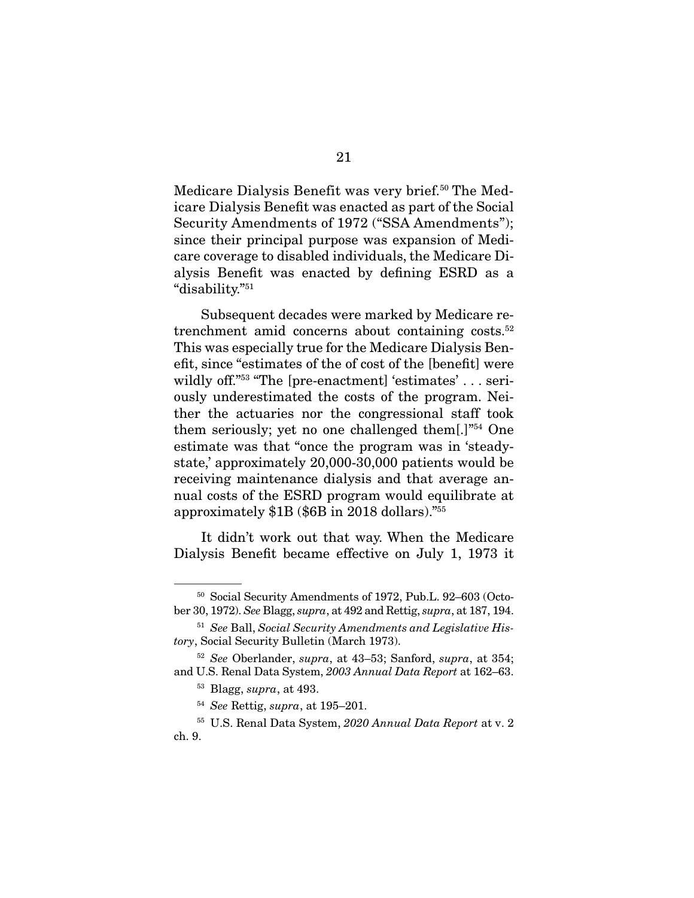Medicare Dialysis Benefit was very brief.[50] The Medicare Dialysis Benefit was enacted as part of the Social Security Amendments of 1972 ("SSA Amendments"); since their principal purpose was expansion of Medicare coverage to disabled individuals, the Medicare Dialysis Benefit was enacted by defining ESRD as a "disability."[51]

Subsequent decades were marked by Medicare retrenchment amid concerns about containing costs.[52] This was especially true for the Medicare Dialysis Benefit, since "estimates of the of cost of the [benefit] were wildly off."[53] "The [pre-enactment] 'estimates' . . . seriously underestimated the costs of the program. Neither the actuaries nor the congressional staff took them seriously; yet no one challenged them[.]"[54] One estimate was that "once the program was in 'steady-state,' approximately 20,000-30,000 patients would be receiving maintenance dialysis and that average annual costs of the ESRD program would equilibrate at approximately $1B ($6B in 2018 dollars)."[55]

It didn't work out that way. When the Medicare Dialysis Benefit became effective on July 1, 1973 it

---

[50] Social Security Amendments of 1972, Pub.L. 92–603 (October 30, 1972). *See* Blagg, *supra*, at 492 and Rettig, *supra*, at 187, 194.

[51] *See* Ball, *Social Security Amendments and Legislative History*, Social Security Bulletin (March 1973).

[52] *See* Oberlander, *supra*, at 43–53; Sanford, *supra*, at 354; and U.S. Renal Data System, *2003 Annual Data Report* at 162–63.

[53] Blagg, *supra*, at 493.

[54] *See* Rettig, *supra*, at 195–201.

[55] U.S. Renal Data System, *2020 Annual Data Report* at v. 2 ch. 9.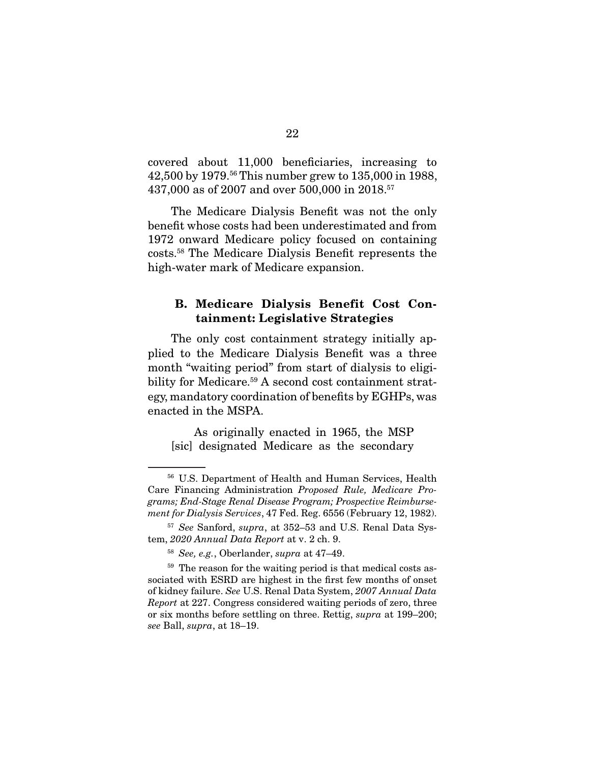covered about 11,000 beneficiaries, increasing to 42,500 by 1979.[56] This number grew to 135,000 in 1988, 437,000 as of 2007 and over 500,000 in 2018.[57]

The Medicare Dialysis Benefit was not the only benefit whose costs had been underestimated and from 1972 onward Medicare policy focused on containing costs.[58] The Medicare Dialysis Benefit represents the high-water mark of Medicare expansion.

### B. Medicare Dialysis Benefit Cost Containment: Legislative Strategies

The only cost containment strategy initially applied to the Medicare Dialysis Benefit was a three month "waiting period" from start of dialysis to eligibility for Medicare.[59] A second cost containment strategy, mandatory coordination of benefits by EGHPs, was enacted in the MSPA.

> As originally enacted in 1965, the MSP [sic] designated Medicare as the secondary

---

[56] U.S. Department of Health and Human Services, Health Care Financing Administration *Proposed Rule, Medicare Programs; End-Stage Renal Disease Program; Prospective Reimbursement for Dialysis Services*, 47 Fed. Reg. 6556 (February 12, 1982).

[57] *See* Sanford, *supra*, at 352–53 and U.S. Renal Data System, *2020 Annual Data Report* at v. 2 ch. 9.

[58] *See, e.g.*, Oberlander, *supra* at 47–49.

[59] The reason for the waiting period is that medical costs associated with ESRD are highest in the first few months of onset of kidney failure. *See* U.S. Renal Data System, *2007 Annual Data Report* at 227. Congress considered waiting periods of zero, three or six months before settling on three. Rettig, *supra* at 199–200; *see* Ball, *supra*, at 18–19.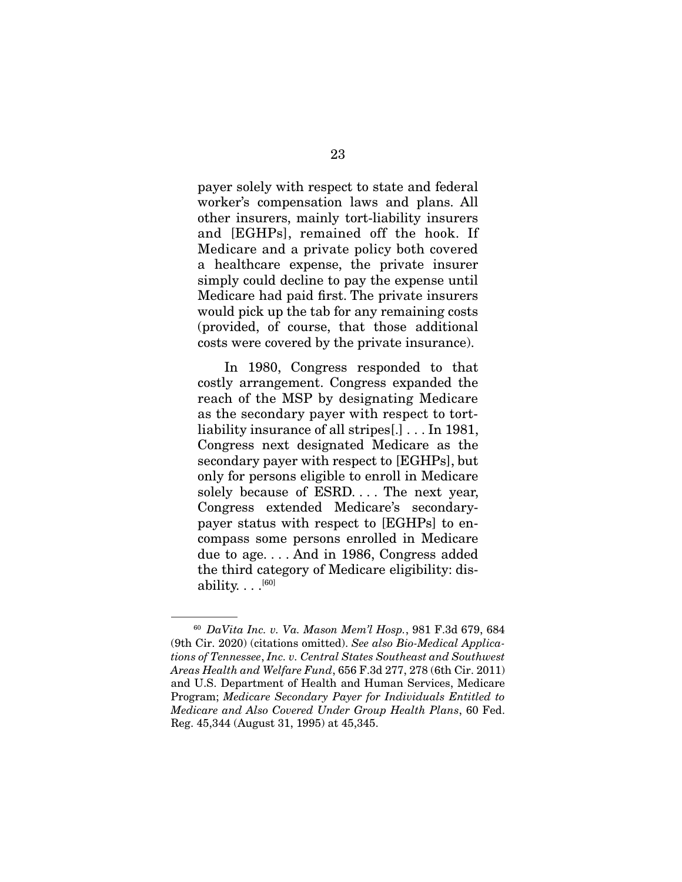payer solely with respect to state and federal worker's compensation laws and plans. All other insurers, mainly tort-liability insurers and [EGHPs], remained off the hook. If Medicare and a private policy both covered a healthcare expense, the private insurer simply could decline to pay the expense until Medicare had paid first. The private insurers would pick up the tab for any remaining costs (provided, of course, that those additional costs were covered by the private insurance).

In 1980, Congress responded to that costly arrangement. Congress expanded the reach of the MSP by designating Medicare as the secondary payer with respect to tort-liability insurance of all stripes[.] . . . In 1981, Congress next designated Medicare as the secondary payer with respect to [EGHPs], but only for persons eligible to enroll in Medicare solely because of ESRD. . . . The next year, Congress extended Medicare's secondary-payer status with respect to [EGHPs] to encompass some persons enrolled in Medicare due to age. . . . And in 1986, Congress added the third category of Medicare eligibility: disability. . . .[60]

---

[60] *DaVita Inc. v. Va. Mason Mem'l Hosp.*, 981 F.3d 679, 684 (9th Cir. 2020) (citations omitted). *See also Bio-Medical Applications of Tennessee, Inc. v. Central States Southeast and Southwest Areas Health and Welfare Fund*, 656 F.3d 277, 278 (6th Cir. 2011) and U.S. Department of Health and Human Services, Medicare Program; *Medicare Secondary Payer for Individuals Entitled to Medicare and Also Covered Under Group Health Plans*, 60 Fed. Reg. 45,344 (August 31, 1995) at 45,345.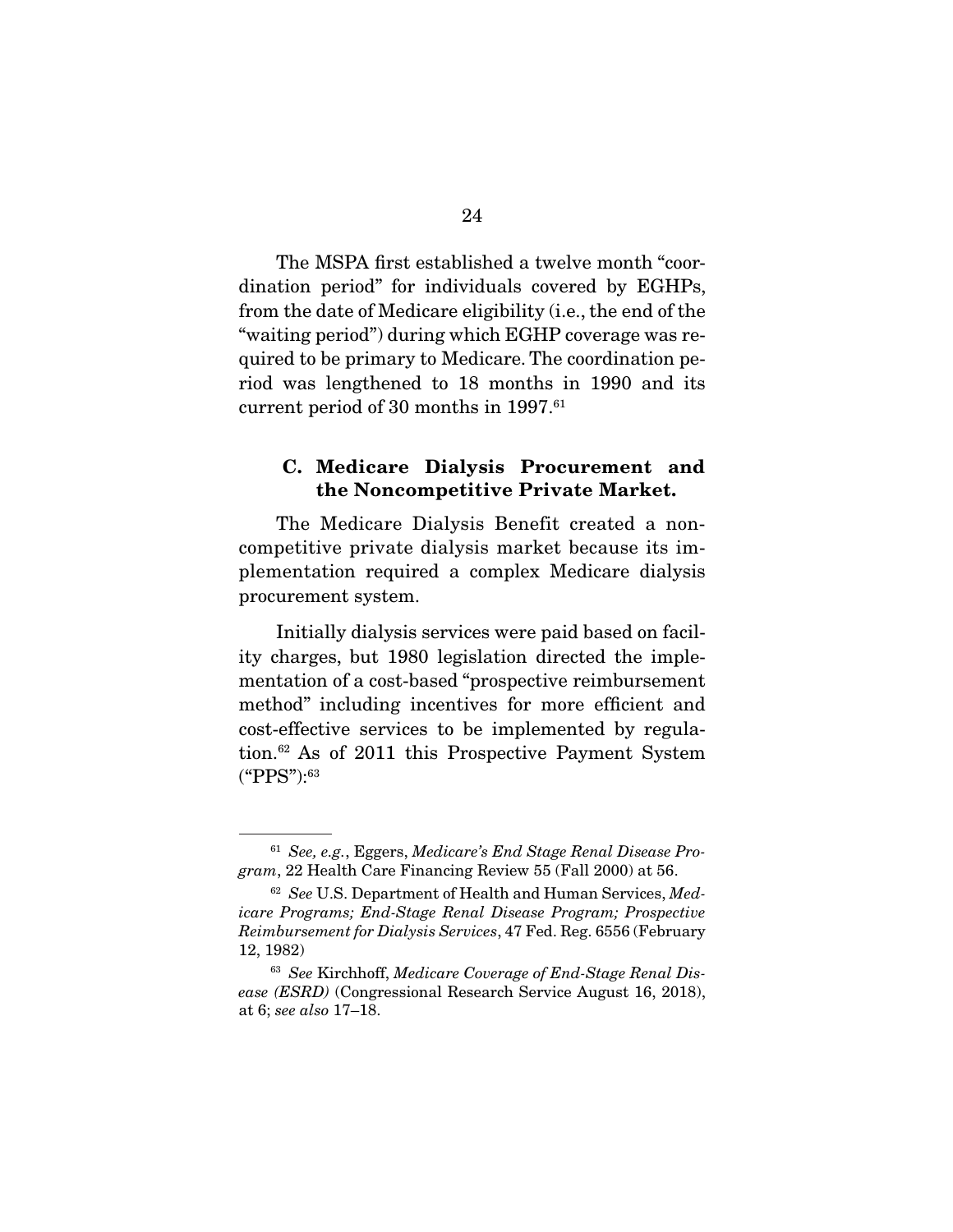The MSPA first established a twelve month "coordination period" for individuals covered by EGHPs, from the date of Medicare eligibility (i.e., the end of the "waiting period") during which EGHP coverage was required to be primary to Medicare. The coordination period was lengthened to 18 months in 1990 and its current period of 30 months in 1997.[61]

### C. Medicare Dialysis Procurement and the Noncompetitive Private Market.

The Medicare Dialysis Benefit created a noncompetitive private dialysis market because its implementation required a complex Medicare dialysis procurement system.

Initially dialysis services were paid based on facility charges, but 1980 legislation directed the implementation of a cost-based "prospective reimbursement method" including incentives for more efficient and cost-effective services to be implemented by regulation.[62] As of 2011 this Prospective Payment System ("PPS"):[63]

---

[61] *See, e.g.*, Eggers, *Medicare's End Stage Renal Disease Program*, 22 Health Care Financing Review 55 (Fall 2000) at 56.

[62] *See* U.S. Department of Health and Human Services, *Medicare Programs; End-Stage Renal Disease Program; Prospective Reimbursement for Dialysis Services*, 47 Fed. Reg. 6556 (February 12, 1982)

[63] *See* Kirchhoff, *Medicare Coverage of End-Stage Renal Disease (ESRD)* (Congressional Research Service August 16, 2018), at 6; *see also* 17–18.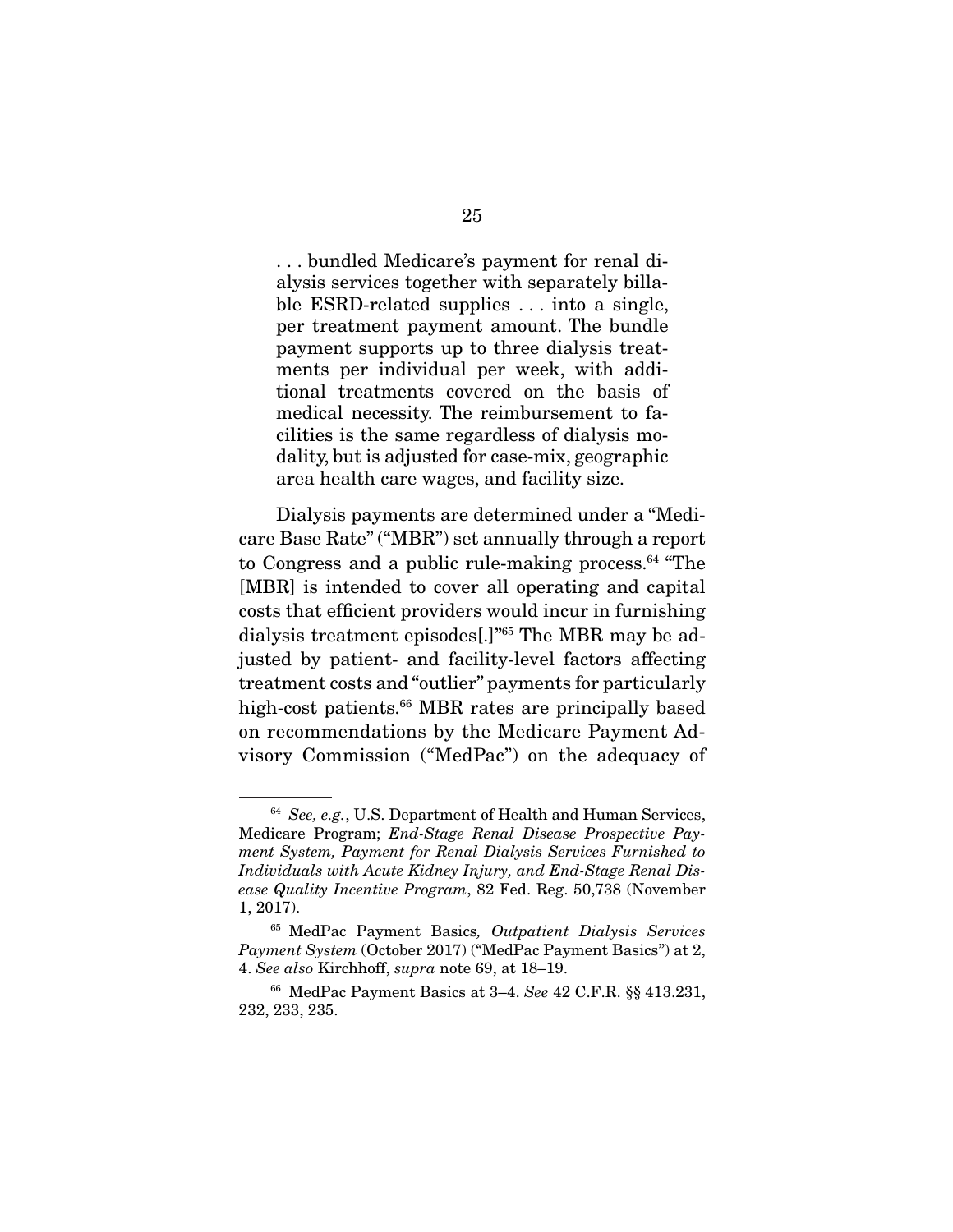> . . . bundled Medicare's payment for renal dialysis services together with separately billable ESRD-related supplies . . . into a single, per treatment payment amount. The bundle payment supports up to three dialysis treatments per individual per week, with additional treatments covered on the basis of medical necessity. The reimbursement to facilities is the same regardless of dialysis modality, but is adjusted for case-mix, geographic area health care wages, and facility size.

Dialysis payments are determined under a "Medicare Base Rate" ("MBR") set annually through a report to Congress and a public rule-making process.[64] "The [MBR] is intended to cover all operating and capital costs that efficient providers would incur in furnishing dialysis treatment episodes[.]"[65] The MBR may be adjusted by patient- and facility-level factors affecting treatment costs and "outlier" payments for particularly high-cost patients.[66] MBR rates are principally based on recommendations by the Medicare Payment Advisory Commission ("MedPac") on the adequacy of

---

[64] *See, e.g.*, U.S. Department of Health and Human Services, Medicare Program; *End-Stage Renal Disease Prospective Payment System, Payment for Renal Dialysis Services Furnished to Individuals with Acute Kidney Injury, and End-Stage Renal Disease Quality Incentive Program*, 82 Fed. Reg. 50,738 (November 1, 2017).

[65] MedPac Payment Basics*, Outpatient Dialysis Services Payment System* (October 2017) ("MedPac Payment Basics") at 2, 4. *See also* Kirchhoff, *supra* note 69, at 18–19.

[66] MedPac Payment Basics at 3–4. *See* 42 C.F.R. §§ 413.231, 232, 233, 235.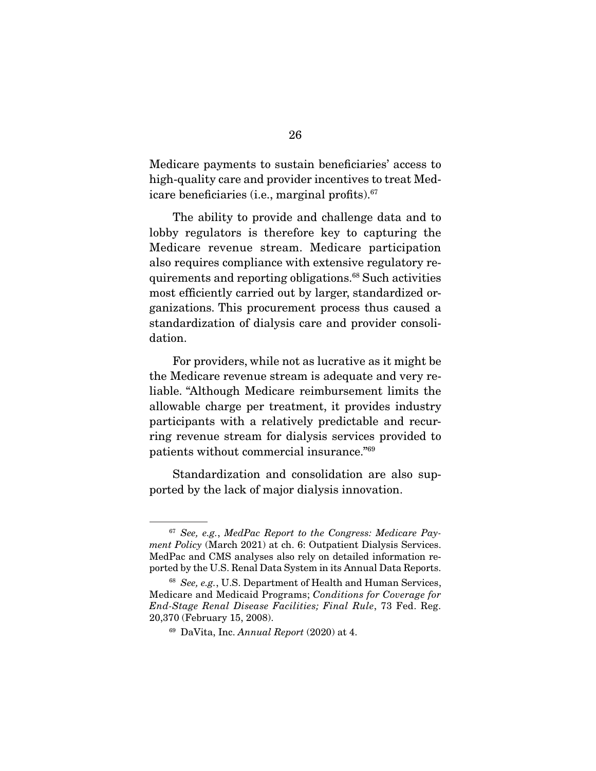Medicare payments to sustain beneficiaries' access to high-quality care and provider incentives to treat Medicare beneficiaries (i.e., marginal profits).[67]

The ability to provide and challenge data and to lobby regulators is therefore key to capturing the Medicare revenue stream. Medicare participation also requires compliance with extensive regulatory requirements and reporting obligations.[68] Such activities most efficiently carried out by larger, standardized organizations. This procurement process thus caused a standardization of dialysis care and provider consolidation.

For providers, while not as lucrative as it might be the Medicare revenue stream is adequate and very reliable. "Although Medicare reimbursement limits the allowable charge per treatment, it provides industry participants with a relatively predictable and recurring revenue stream for dialysis services provided to patients without commercial insurance."[69]

Standardization and consolidation are also supported by the lack of major dialysis innovation.

---

[67] *See, e.g.*, *MedPac Report to the Congress: Medicare Payment Policy* (March 2021) at ch. 6: Outpatient Dialysis Services. MedPac and CMS analyses also rely on detailed information reported by the U.S. Renal Data System in its Annual Data Reports.

[68] *See, e.g.*, U.S. Department of Health and Human Services, Medicare and Medicaid Programs; *Conditions for Coverage for End-Stage Renal Disease Facilities; Final Rule*, 73 Fed. Reg. 20,370 (February 15, 2008).

[69] DaVita, Inc. *Annual Report* (2020) at 4.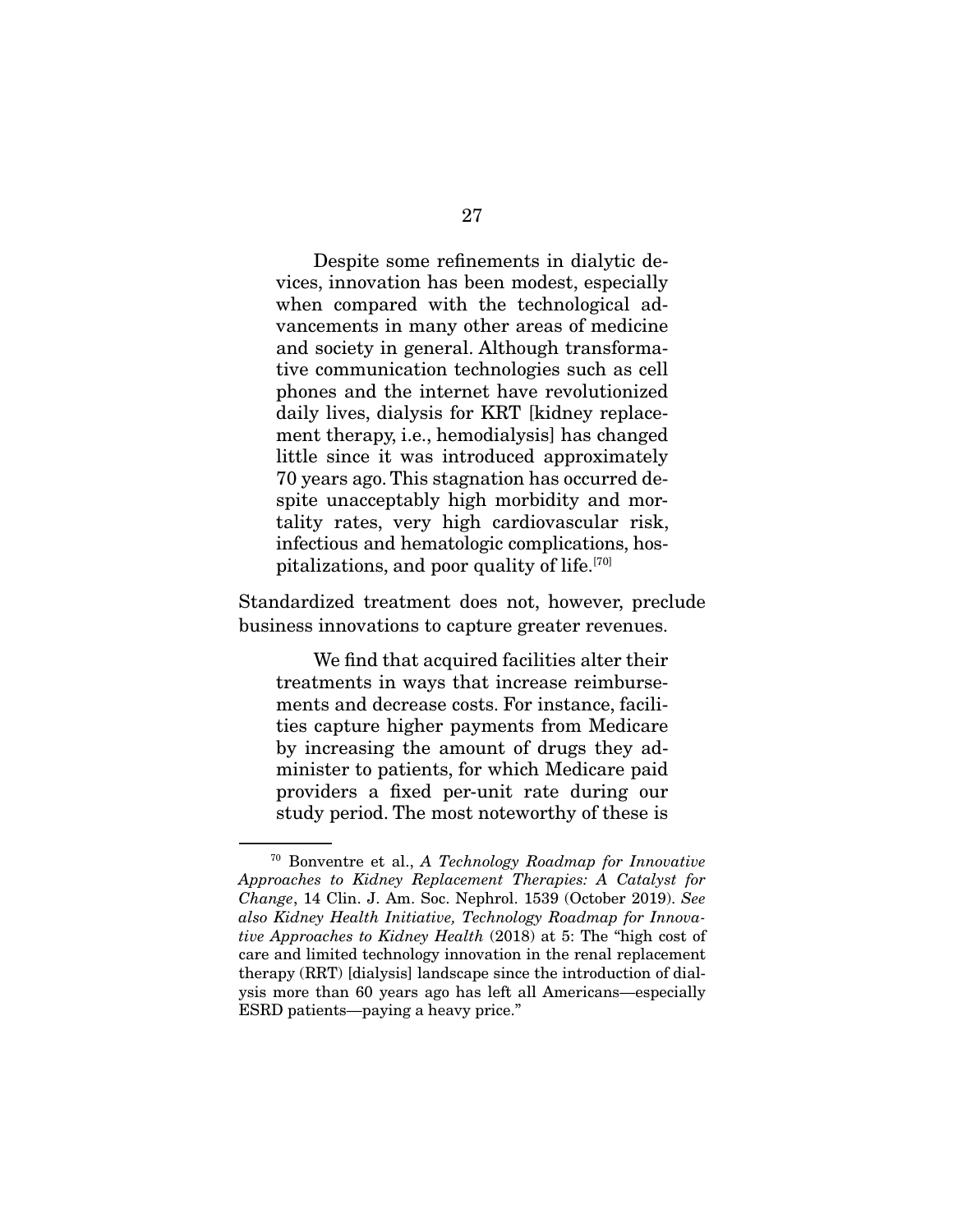> Despite some refinements in dialytic devices, innovation has been modest, especially when compared with the technological advancements in many other areas of medicine and society in general. Although transformative communication technologies such as cell phones and the internet have revolutionized daily lives, dialysis for KRT [kidney replacement therapy, i.e., hemodialysis] has changed little since it was introduced approximately 70 years ago. This stagnation has occurred despite unacceptably high morbidity and mortality rates, very high cardiovascular risk, infectious and hematologic complications, hospitalizations, and poor quality of life.[70]

Standardized treatment does not, however, preclude business innovations to capture greater revenues.

> We find that acquired facilities alter their treatments in ways that increase reimbursements and decrease costs. For instance, facilities capture higher payments from Medicare by increasing the amount of drugs they administer to patients, for which Medicare paid providers a fixed per-unit rate during our study period. The most noteworthy of these is

---

[70] Bonventre et al., *A Technology Roadmap for Innovative Approaches to Kidney Replacement Therapies: A Catalyst for Change*, 14 Clin. J. Am. Soc. Nephrol. 1539 (October 2019). *See also Kidney Health Initiative, Technology Roadmap for Innovative Approaches to Kidney Health* (2018) at 5: The "high cost of care and limited technology innovation in the renal replacement therapy (RRT) [dialysis] landscape since the introduction of dialysis more than 60 years ago has left all Americans—especially ESRD patients—paying a heavy price."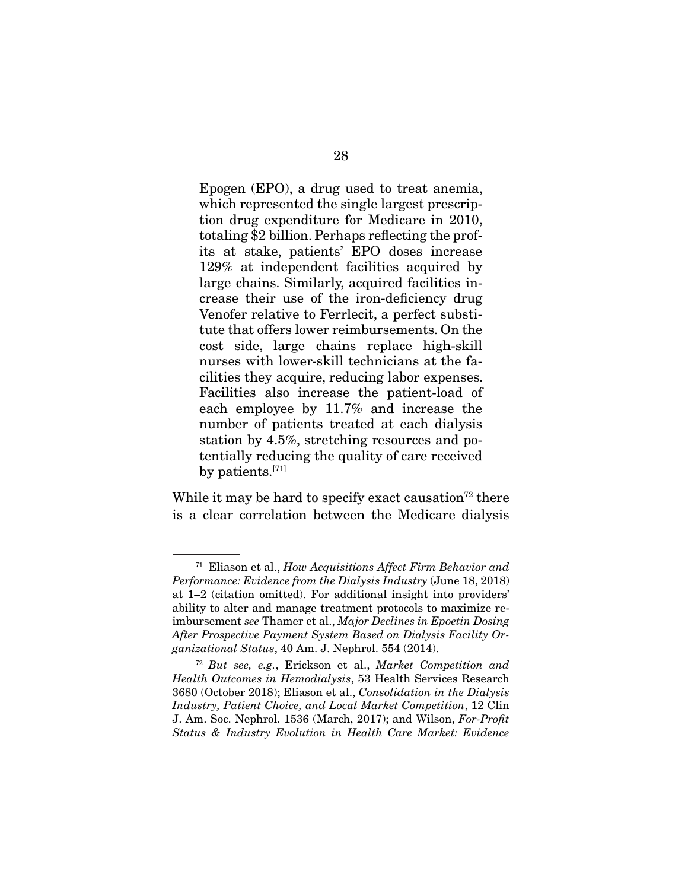> Epogen (EPO), a drug used to treat anemia, which represented the single largest prescription drug expenditure for Medicare in 2010, totaling $2 billion. Perhaps reflecting the profits at stake, patients' EPO doses increase 129% at independent facilities acquired by large chains. Similarly, acquired facilities increase their use of the iron-deficiency drug Venofer relative to Ferrlecit, a perfect substitute that offers lower reimbursements. On the cost side, large chains replace high-skill nurses with lower-skill technicians at the facilities they acquire, reducing labor expenses. Facilities also increase the patient-load of each employee by 11.7% and increase the number of patients treated at each dialysis station by 4.5%, stretching resources and potentially reducing the quality of care received by patients.[71]

While it may be hard to specify exact causation[72] there is a clear correlation between the Medicare dialysis

---

[71] Eliason et al., *How Acquisitions Affect Firm Behavior and Performance: Evidence from the Dialysis Industry* (June 18, 2018) at 1–2 (citation omitted). For additional insight into providers' ability to alter and manage treatment protocols to maximize reimbursement *see* Thamer et al., *Major Declines in Epoetin Dosing After Prospective Payment System Based on Dialysis Facility Organizational Status*, 40 Am. J. Nephrol. 554 (2014).

[72] *But see, e.g.*, Erickson et al., *Market Competition and Health Outcomes in Hemodialysis*, 53 Health Services Research 3680 (October 2018); Eliason et al., *Consolidation in the Dialysis Industry, Patient Choice, and Local Market Competition*, 12 Clin J. Am. Soc. Nephrol. 1536 (March, 2017); and Wilson, *For-Profit Status & Industry Evolution in Health Care Market: Evidence*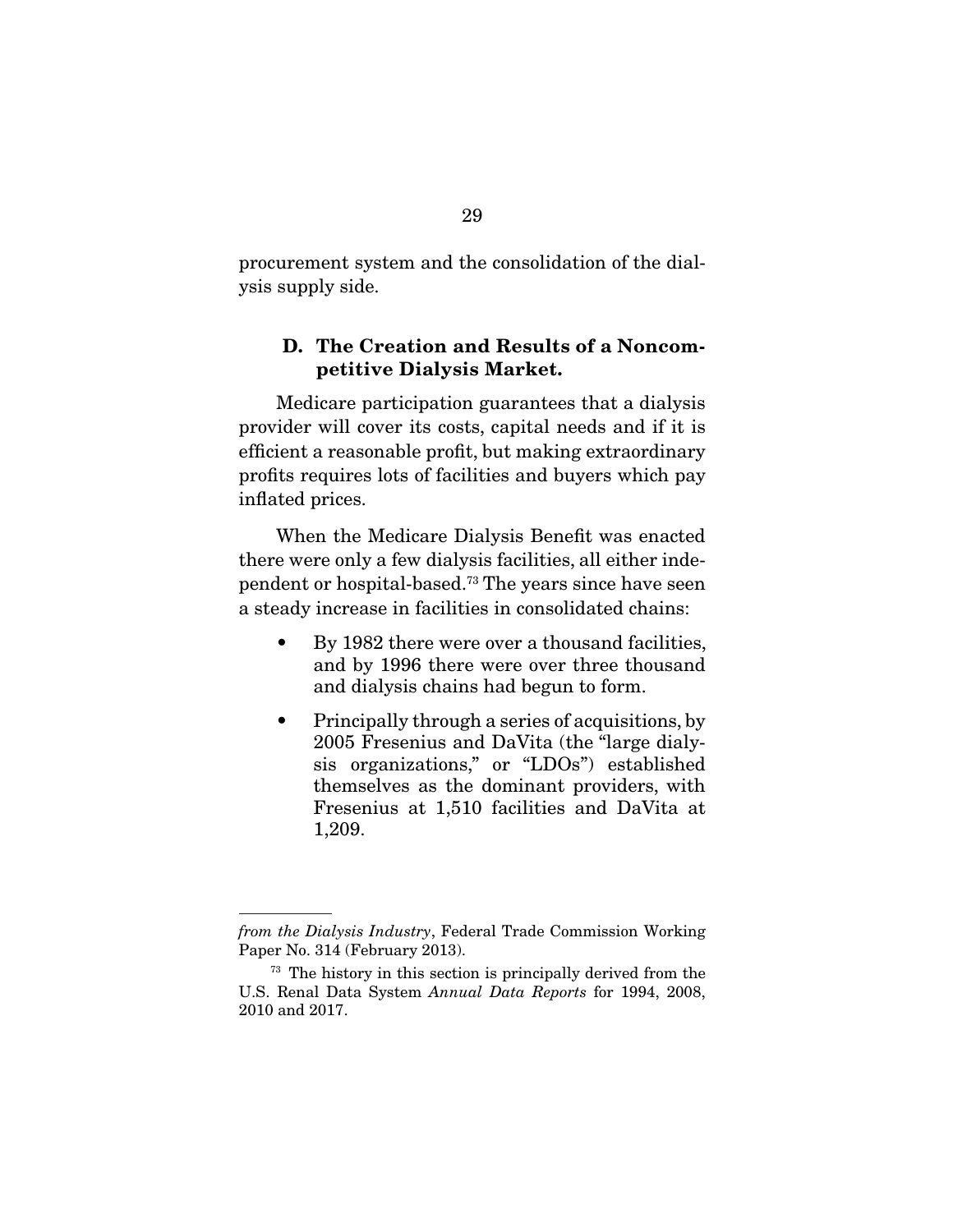procurement system and the consolidation of the dialysis supply side.

### D. The Creation and Results of a Noncompetitive Dialysis Market.

Medicare participation guarantees that a dialysis provider will cover its costs, capital needs and if it is efficient a reasonable profit, but making extraordinary profits requires lots of facilities and buyers which pay inflated prices.

When the Medicare Dialysis Benefit was enacted there were only a few dialysis facilities, all either independent or hospital-based.[73] The years since have seen a steady increase in facilities in consolidated chains:

- By 1982 there were over a thousand facilities, and by 1996 there were over three thousand and dialysis chains had begun to form.
- Principally through a series of acquisitions, by 2005 Fresenius and DaVita (the "large dialysis organizations," or "LDOs") established themselves as the dominant providers, with Fresenius at 1,510 facilities and DaVita at 1,209.

---

*from the Dialysis Industry*, Federal Trade Commission Working Paper No. 314 (February 2013).

[73] The history in this section is principally derived from the U.S. Renal Data System *Annual Data Reports* for 1994, 2008, 2010 and 2017.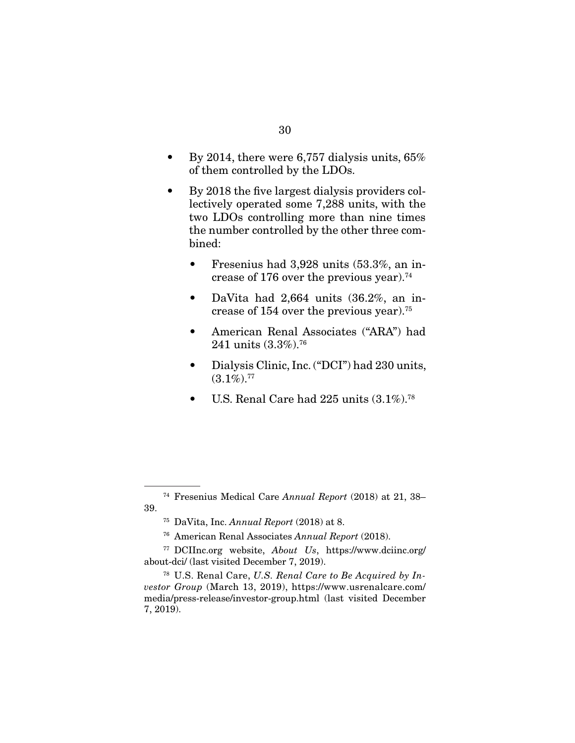- By 2014, there were 6,757 dialysis units, 65% of them controlled by the LDOs.
- By 2018 the five largest dialysis providers collectively operated some 7,288 units, with the two LDOs controlling more than nine times the number controlled by the other three combined:
  - Fresenius had 3,928 units (53.3%, an increase of 176 over the previous year).[74]
  - DaVita had 2,664 units (36.2%, an increase of 154 over the previous year).[75]
  - American Renal Associates ("ARA") had 241 units (3.3%).[76]
  - Dialysis Clinic, Inc. ("DCI") had 230 units, (3.1%).[77]
  - U.S. Renal Care had 225 units (3.1%).[78]

---

[74] Fresenius Medical Care *Annual Report* (2018) at 21, 38–39.

[75] DaVita, Inc. *Annual Report* (2018) at 8.

[76] American Renal Associates *Annual Report* (2018).

[77] DCIInc.org website, *About Us*, https://www.dciinc.org/about-dci/ (last visited December 7, 2019).

[78] U.S. Renal Care, *U.S. Renal Care to Be Acquired by Investor Group* (March 13, 2019), https://www.usrenalcare.com/media/press-release/investor-group.html (last visited December 7, 2019).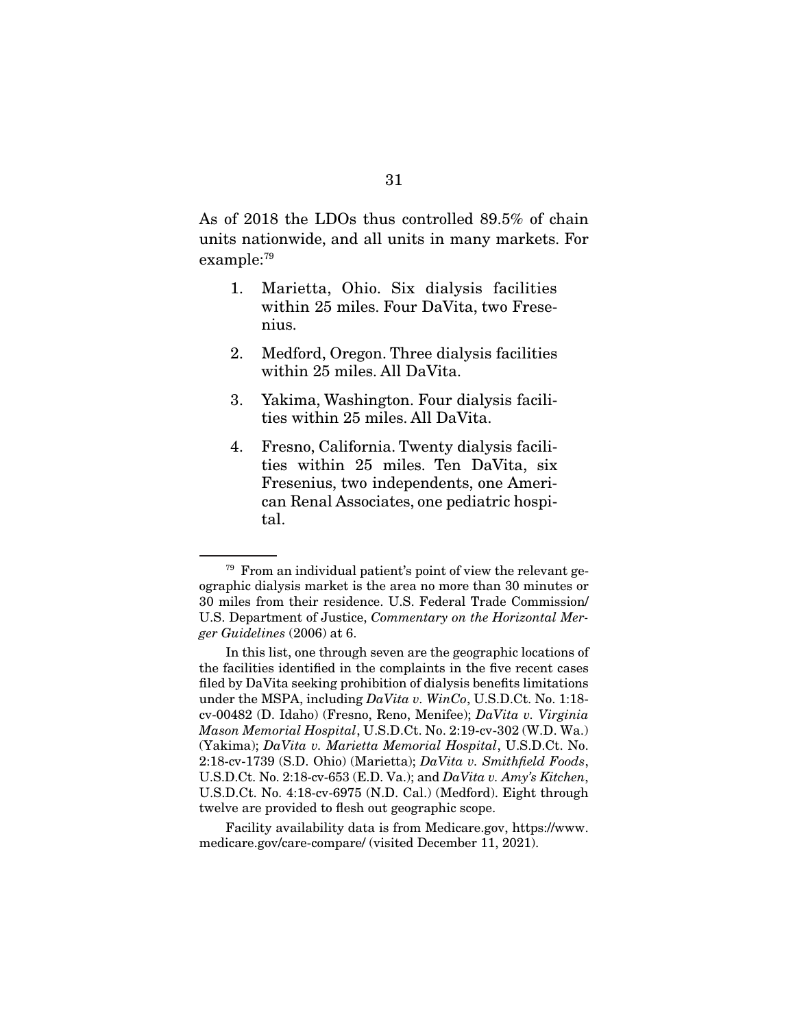As of 2018 the LDOs thus controlled 89.5% of chain units nationwide, and all units in many markets. For example:[79]

1. Marietta, Ohio. Six dialysis facilities within 25 miles. Four DaVita, two Fresenius.

2. Medford, Oregon. Three dialysis facilities within 25 miles. All DaVita.

3. Yakima, Washington. Four dialysis facilities within 25 miles. All DaVita.

4. Fresno, California. Twenty dialysis facilities within 25 miles. Ten DaVita, six Fresenius, two independents, one American Renal Associates, one pediatric hospital.

---

[79] From an individual patient's point of view the relevant geographic dialysis market is the area no more than 30 minutes or 30 miles from their residence. U.S. Federal Trade Commission/ U.S. Department of Justice, *Commentary on the Horizontal Merger Guidelines* (2006) at 6.

In this list, one through seven are the geographic locations of the facilities identified in the complaints in the five recent cases filed by DaVita seeking prohibition of dialysis benefits limitations under the MSPA, including *DaVita v. WinCo*, U.S.D.Ct. No. 1:18-cv-00482 (D. Idaho) (Fresno, Reno, Menifee); *DaVita v. Virginia Mason Memorial Hospital*, U.S.D.Ct. No. 2:19-cv-302 (W.D. Wa.) (Yakima); *DaVita v. Marietta Memorial Hospital*, U.S.D.Ct. No. 2:18-cv-1739 (S.D. Ohio) (Marietta); *DaVita v. Smithfield Foods*, U.S.D.Ct. No. 2:18-cv-653 (E.D. Va.); and *DaVita v. Amy's Kitchen*, U.S.D.Ct. No. 4:18-cv-6975 (N.D. Cal.) (Medford). Eight through twelve are provided to flesh out geographic scope.

Facility availability data is from Medicare.gov, https://www.medicare.gov/care-compare/ (visited December 11, 2021).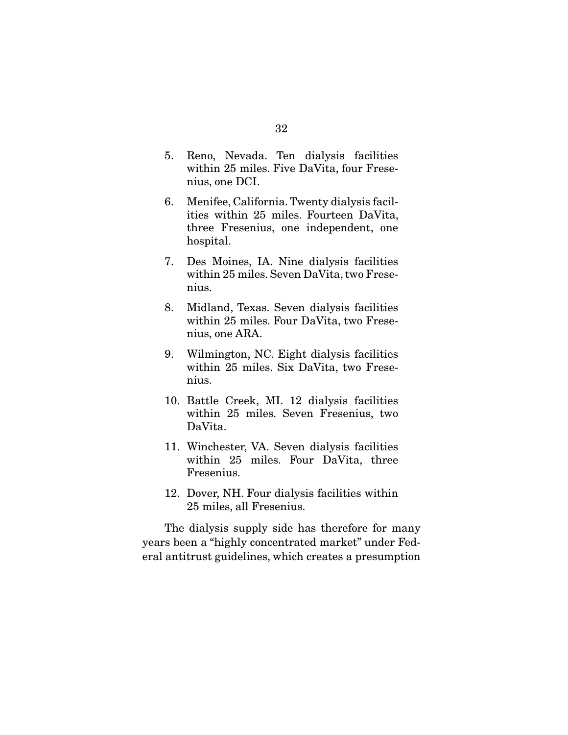5. Reno, Nevada. Ten dialysis facilities within 25 miles. Five DaVita, four Fresenius, one DCI.

6. Menifee, California. Twenty dialysis facilities within 25 miles. Fourteen DaVita, three Fresenius, one independent, one hospital.

7. Des Moines, IA. Nine dialysis facilities within 25 miles. Seven DaVita, two Fresenius.

8. Midland, Texas. Seven dialysis facilities within 25 miles. Four DaVita, two Fresenius, one ARA.

9. Wilmington, NC. Eight dialysis facilities within 25 miles. Six DaVita, two Fresenius.

10. Battle Creek, MI. 12 dialysis facilities within 25 miles. Seven Fresenius, two DaVita.

11. Winchester, VA. Seven dialysis facilities within 25 miles. Four DaVita, three Fresenius.

12. Dover, NH. Four dialysis facilities within 25 miles, all Fresenius.

The dialysis supply side has therefore for many years been a "highly concentrated market" under Federal antitrust guidelines, which creates a presumption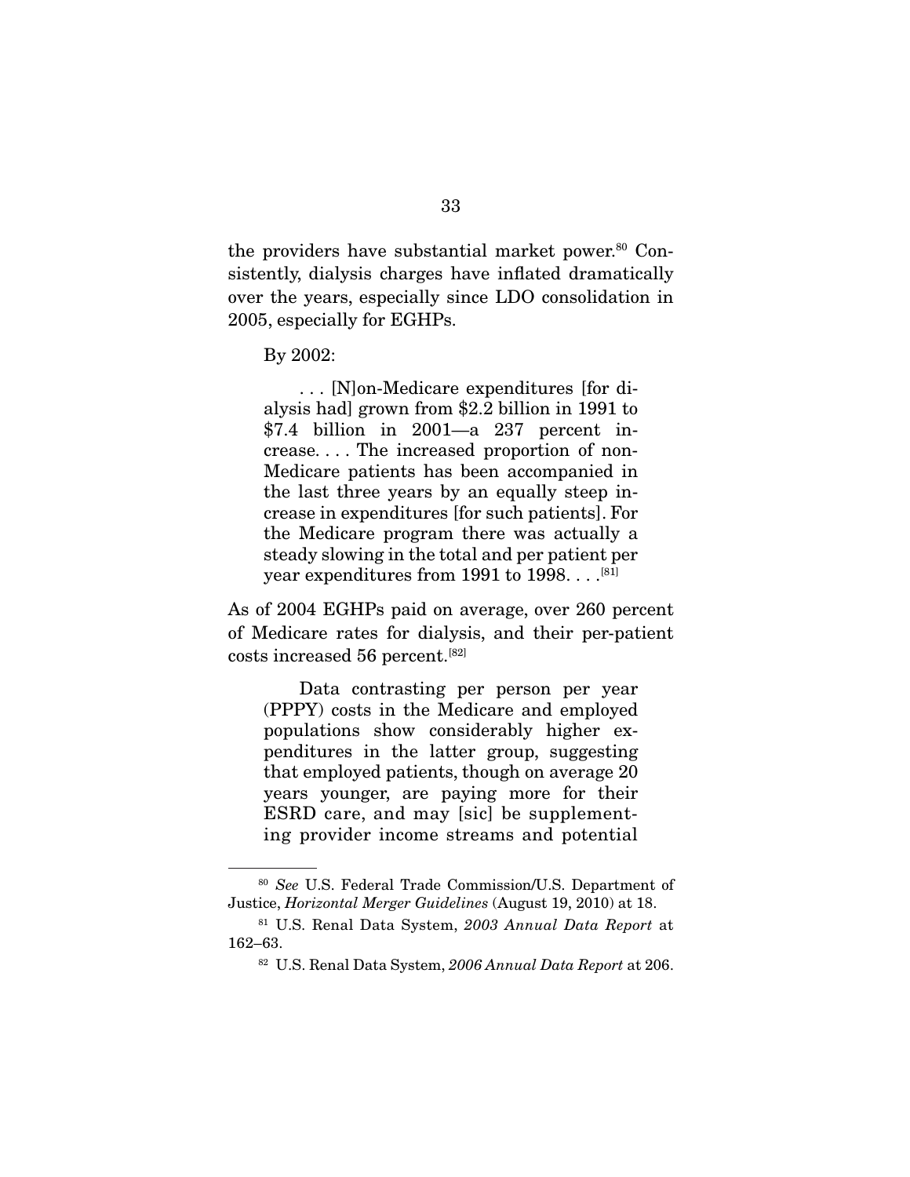the providers have substantial market power.[80] Consistently, dialysis charges have inflated dramatically over the years, especially since LDO consolidation in 2005, especially for EGHPs.

By 2002:

> . . . [N]on-Medicare expenditures [for dialysis had] grown from $2.2 billion in 1991 to $7.4 billion in 2001—a 237 percent increase. . . . The increased proportion of non-Medicare patients has been accompanied in the last three years by an equally steep increase in expenditures [for such patients]. For the Medicare program there was actually a steady slowing in the total and per patient per year expenditures from 1991 to 1998. . . .[81]

As of 2004 EGHPs paid on average, over 260 percent of Medicare rates for dialysis, and their per-patient costs increased 56 percent.[82]

> Data contrasting per person per year (PPPY) costs in the Medicare and employed populations show considerably higher expenditures in the latter group, suggesting that employed patients, though on average 20 years younger, are paying more for their ESRD care, and may [sic] be supplementing provider income streams and potential

---

[80] *See* U.S. Federal Trade Commission/U.S. Department of Justice, *Horizontal Merger Guidelines* (August 19, 2010) at 18.

[81] U.S. Renal Data System, *2003 Annual Data Report* at 162–63.

[82] U.S. Renal Data System, *2006 Annual Data Report* at 206.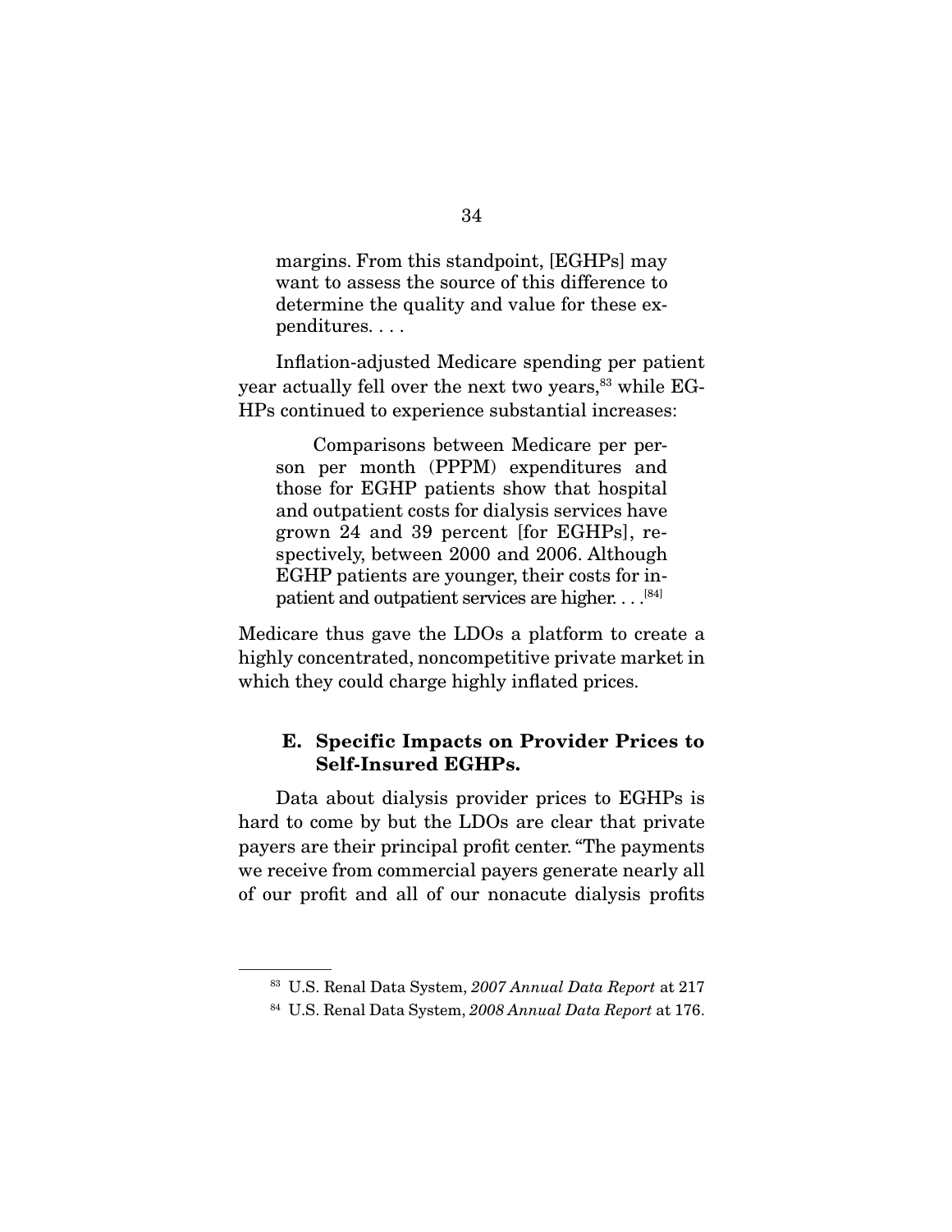> margins. From this standpoint, [EGHPs] may want to assess the source of this difference to determine the quality and value for these expenditures. . . .

Inflation-adjusted Medicare spending per patient year actually fell over the next two years,[83] while EGHPs continued to experience substantial increases:

> Comparisons between Medicare per person per month (PPPM) expenditures and those for EGHP patients show that hospital and outpatient costs for dialysis services have grown 24 and 39 percent [for EGHPs], respectively, between 2000 and 2006. Although EGHP patients are younger, their costs for inpatient and outpatient services are higher. . . .[84]

Medicare thus gave the LDOs a platform to create a highly concentrated, noncompetitive private market in which they could charge highly inflated prices.

### E. Specific Impacts on Provider Prices to Self-Insured EGHPs.

Data about dialysis provider prices to EGHPs is hard to come by but the LDOs are clear that private payers are their principal profit center. "The payments we receive from commercial payers generate nearly all of our profit and all of our nonacute dialysis profits

---

[83] U.S. Renal Data System, *2007 Annual Data Report* at 217

[84] U.S. Renal Data System, *2008 Annual Data Report* at 176.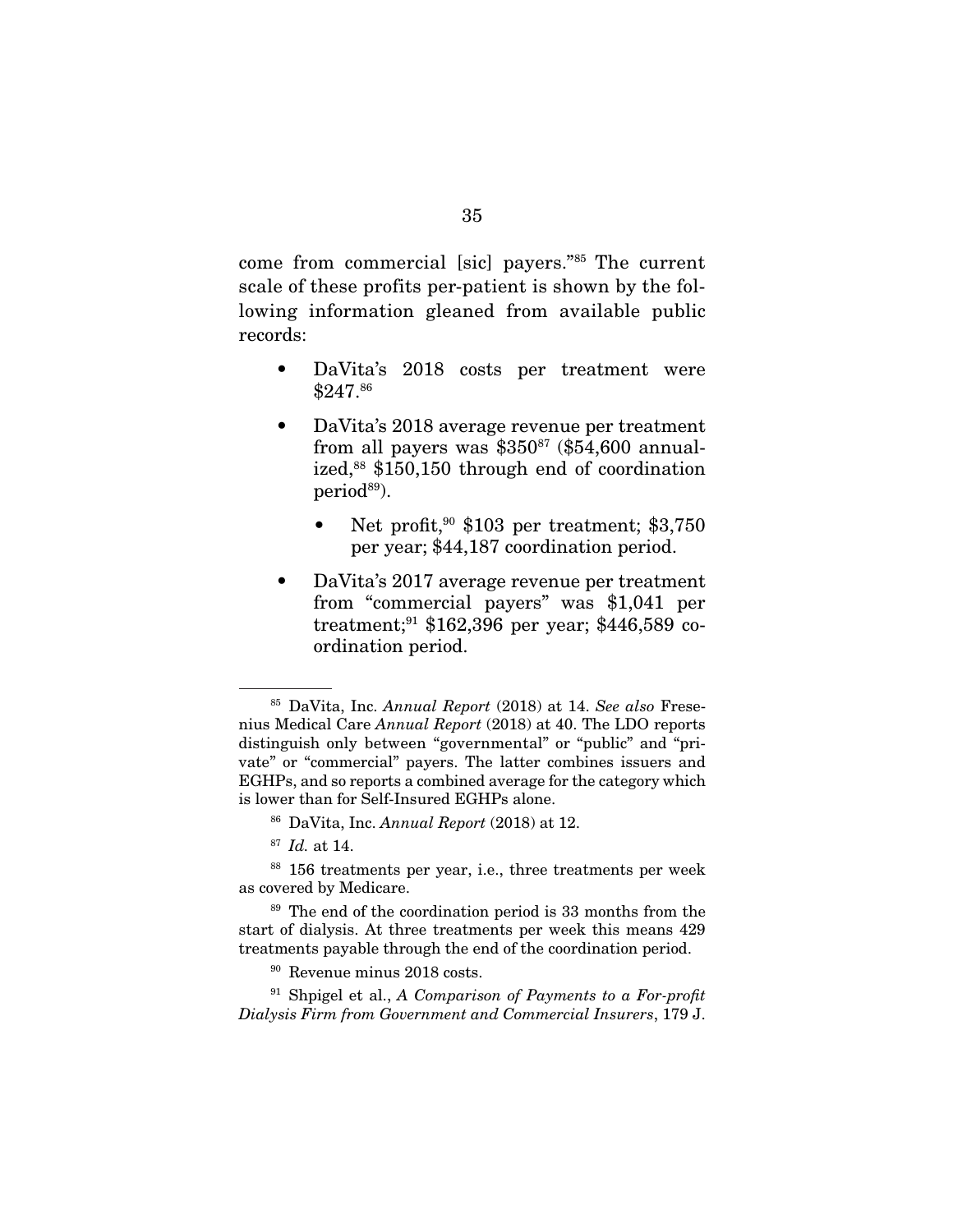come from commercial [sic] payers."[85] The current scale of these profits per-patient is shown by the following information gleaned from available public records:

- DaVita's 2018 costs per treatment were $247.[86]
- DaVita's 2018 average revenue per treatment from all payers was $350[87] ($54,600 annualized,[88] $150,150 through end of coordination period[89]).
  - Net profit,[90] $103 per treatment; $3,750 per year; $44,187 coordination period.
- DaVita's 2017 average revenue per treatment from "commercial payers" was $1,041 per treatment;[91] $162,396 per year; $446,589 coordination period.

---

[85] DaVita, Inc. *Annual Report* (2018) at 14. *See also* Fresenius Medical Care *Annual Report* (2018) at 40. The LDO reports distinguish only between "governmental" or "public" and "private" or "commercial" payers. The latter combines issuers and EGHPs, and so reports a combined average for the category which is lower than for Self-Insured EGHPs alone.

[86] DaVita, Inc. *Annual Report* (2018) at 12.

[87] *Id.* at 14.

[88] 156 treatments per year, i.e., three treatments per week as covered by Medicare.

[89] The end of the coordination period is 33 months from the start of dialysis. At three treatments per week this means 429 treatments payable through the end of the coordination period.

[90] Revenue minus 2018 costs.

[91] Shpigel et al., *A Comparison of Payments to a For-profit Dialysis Firm from Government and Commercial Insurers*, 179 J.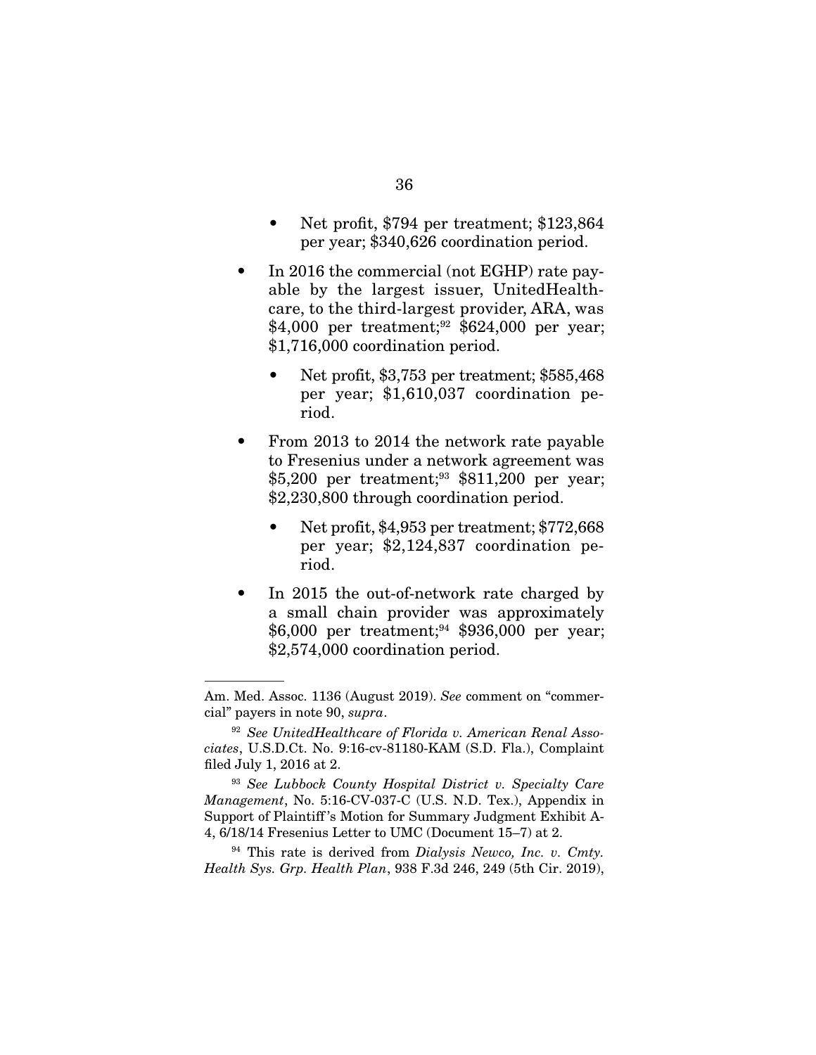- Net profit, \$794 per treatment; \$123,864 per year; \$340,626 coordination period.

- In 2016 the commercial (not EGHP) rate payable by the largest issuer, UnitedHealthcare, to the third-largest provider, ARA, was \$4,000 per treatment;[92] \$624,000 per year; \$1,716,000 coordination period.
  - Net profit, \$3,753 per treatment; \$585,468 per year; \$1,610,037 coordination period.

- From 2013 to 2014 the network rate payable to Fresenius under a network agreement was \$5,200 per treatment;[93] \$811,200 per year; \$2,230,800 through coordination period.
  - Net profit, \$4,953 per treatment; \$772,668 per year; \$2,124,837 coordination period.

- In 2015 the out-of-network rate charged by a small chain provider was approximately \$6,000 per treatment;[94] \$936,000 per year; \$2,574,000 coordination period.

---

Am. Med. Assoc. 1136 (August 2019). *See* comment on "commercial" payers in note 90, *supra*.

[92] *See UnitedHealthcare of Florida v. American Renal Associates*, U.S.D.Ct. No. 9:16-cv-81180-KAM (S.D. Fla.), Complaint filed July 1, 2016 at 2.

[93] *See Lubbock County Hospital District v. Specialty Care Management*, No. 5:16-CV-037-C (U.S. N.D. Tex.), Appendix in Support of Plaintiff's Motion for Summary Judgment Exhibit A-4, 6/18/14 Fresenius Letter to UMC (Document 15–7) at 2.

[94] This rate is derived from *Dialysis Newco, Inc. v. Cmty. Health Sys. Grp. Health Plan*, 938 F.3d 246, 249 (5th Cir. 2019),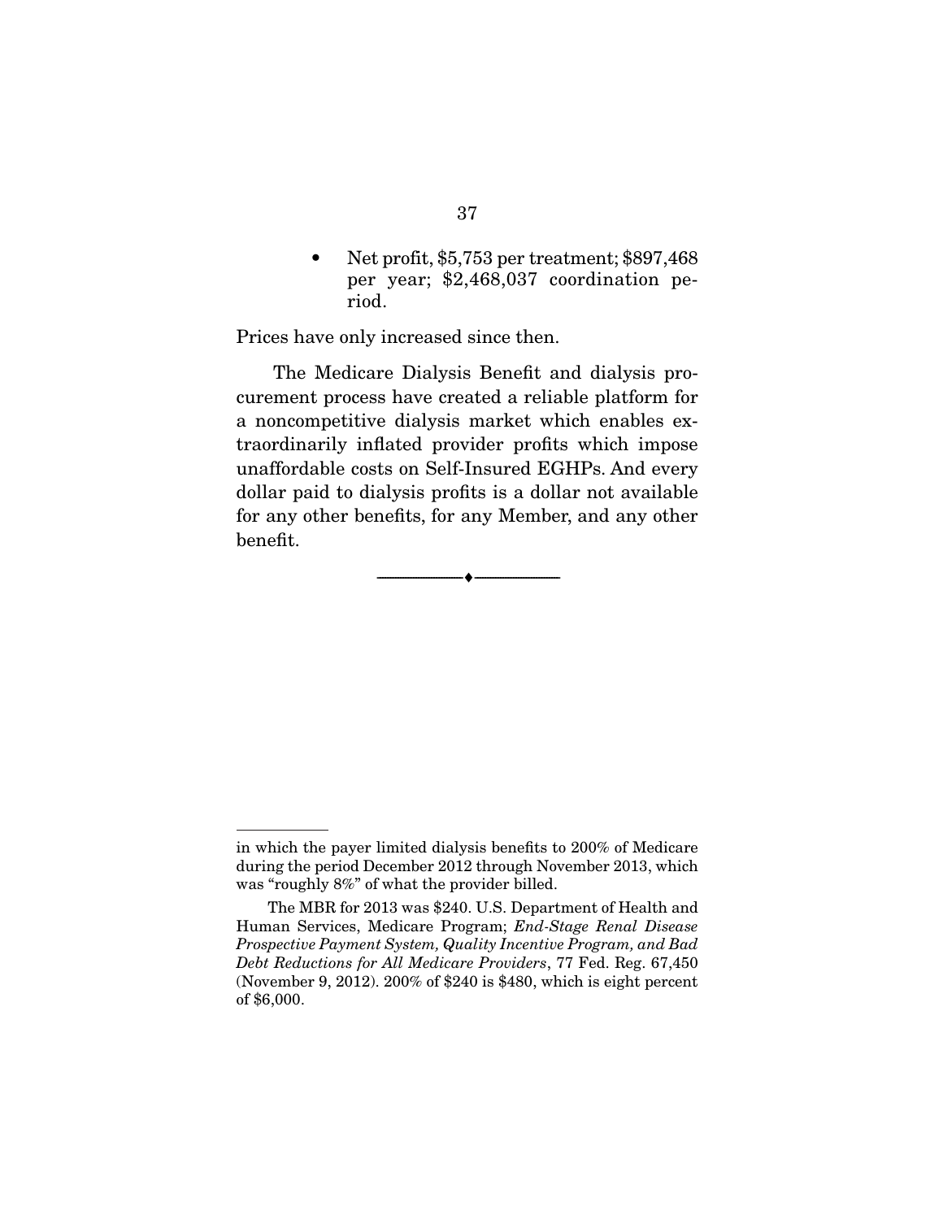- Net profit, $5,753 per treatment; $897,468 per year; $2,468,037 coordination period.

Prices have only increased since then.

The Medicare Dialysis Benefit and dialysis procurement process have created a reliable platform for a noncompetitive dialysis market which enables extraordinarily inflated provider profits which impose unaffordable costs on Self-Insured EGHPs. And every dollar paid to dialysis profits is a dollar not available for any other benefits, for any Member, and any other benefit.

---

in which the payer limited dialysis benefits to 200% of Medicare during the period December 2012 through November 2013, which was "roughly 8%" of what the provider billed.

The MBR for 2013 was $240. U.S. Department of Health and Human Services, Medicare Program; *End-Stage Renal Disease Prospective Payment System, Quality Incentive Program, and Bad Debt Reductions for All Medicare Providers*, 77 Fed. Reg. 67,450 (November 9, 2012). 200% of $240 is $480, which is eight percent of $6,000.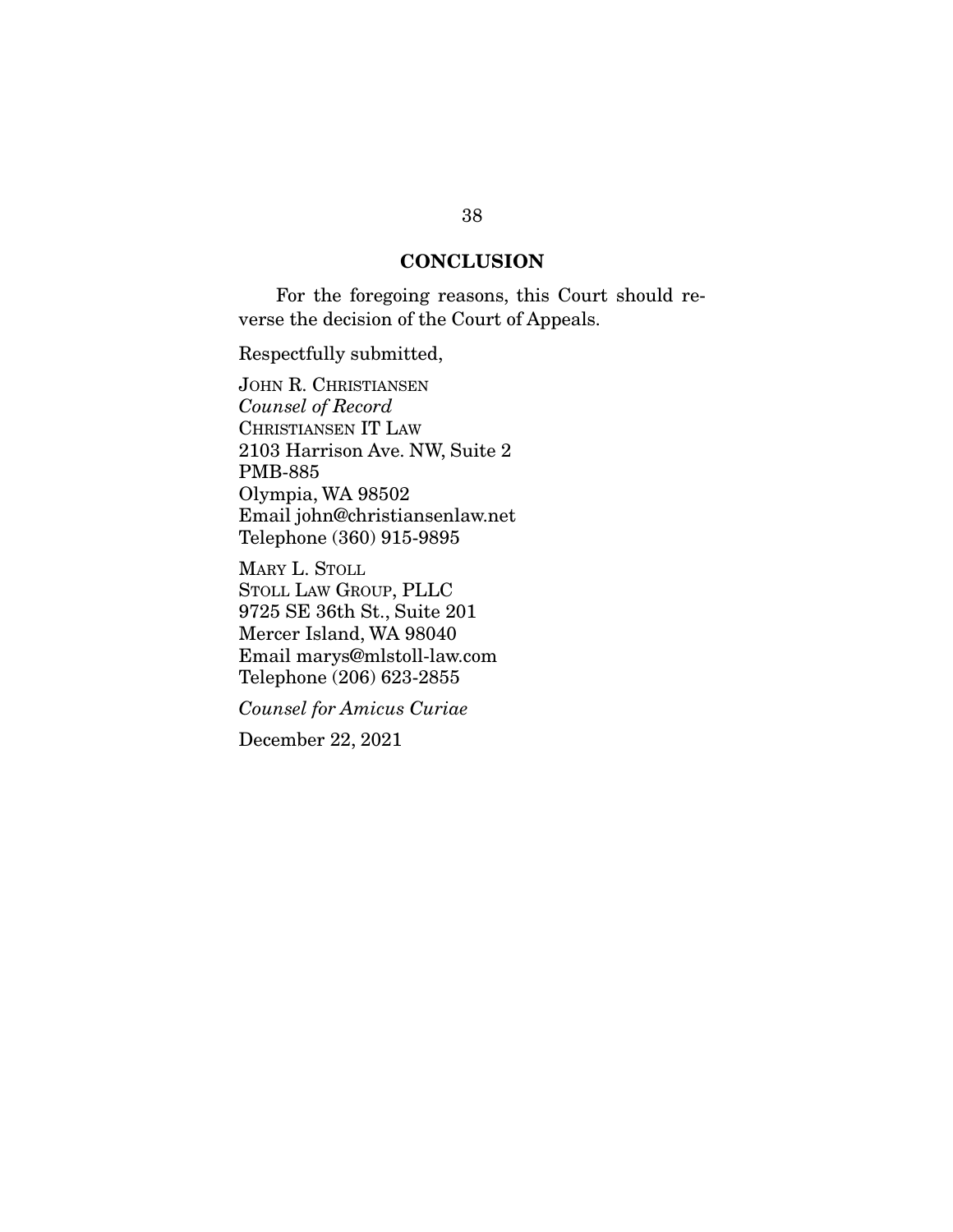## CONCLUSION

For the foregoing reasons, this Court should reverse the decision of the Court of Appeals.

Respectfully submitted,

JOHN R. CHRISTIANSEN
*Counsel of Record*
CHRISTIANSEN IT LAW
2103 Harrison Ave. NW, Suite 2
PMB-885
Olympia, WA 98502
Email john@christiansenlaw.net
Telephone (360) 915-9895

MARY L. STOLL
STOLL LAW GROUP, PLLC
9725 SE 36th St., Suite 201
Mercer Island, WA 98040
Email marys@mlstoll-law.com
Telephone (206) 623-2855

*Counsel for Amicus Curiae*

December 22, 2021